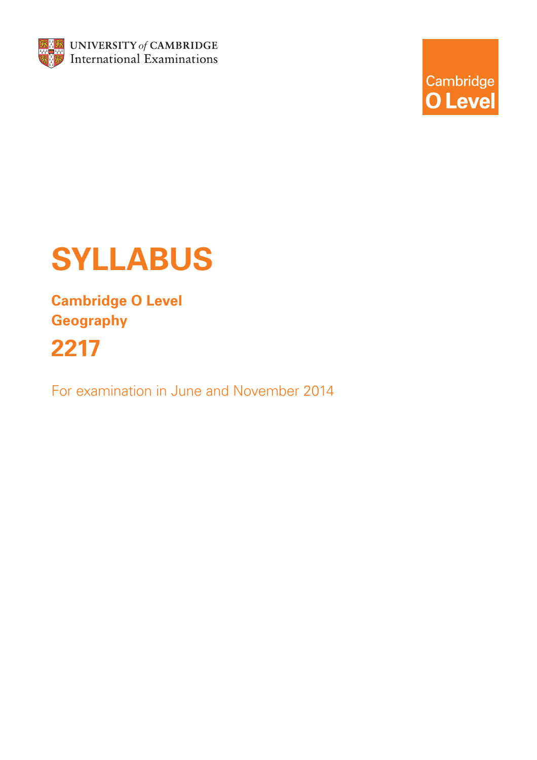UNIVERSITY of CAMBRIDGE
International Examinations

Cambridge
O Level

# SYLLABUS

## Cambridge O Level
## Geography

# 2217

For examination in June and November 2014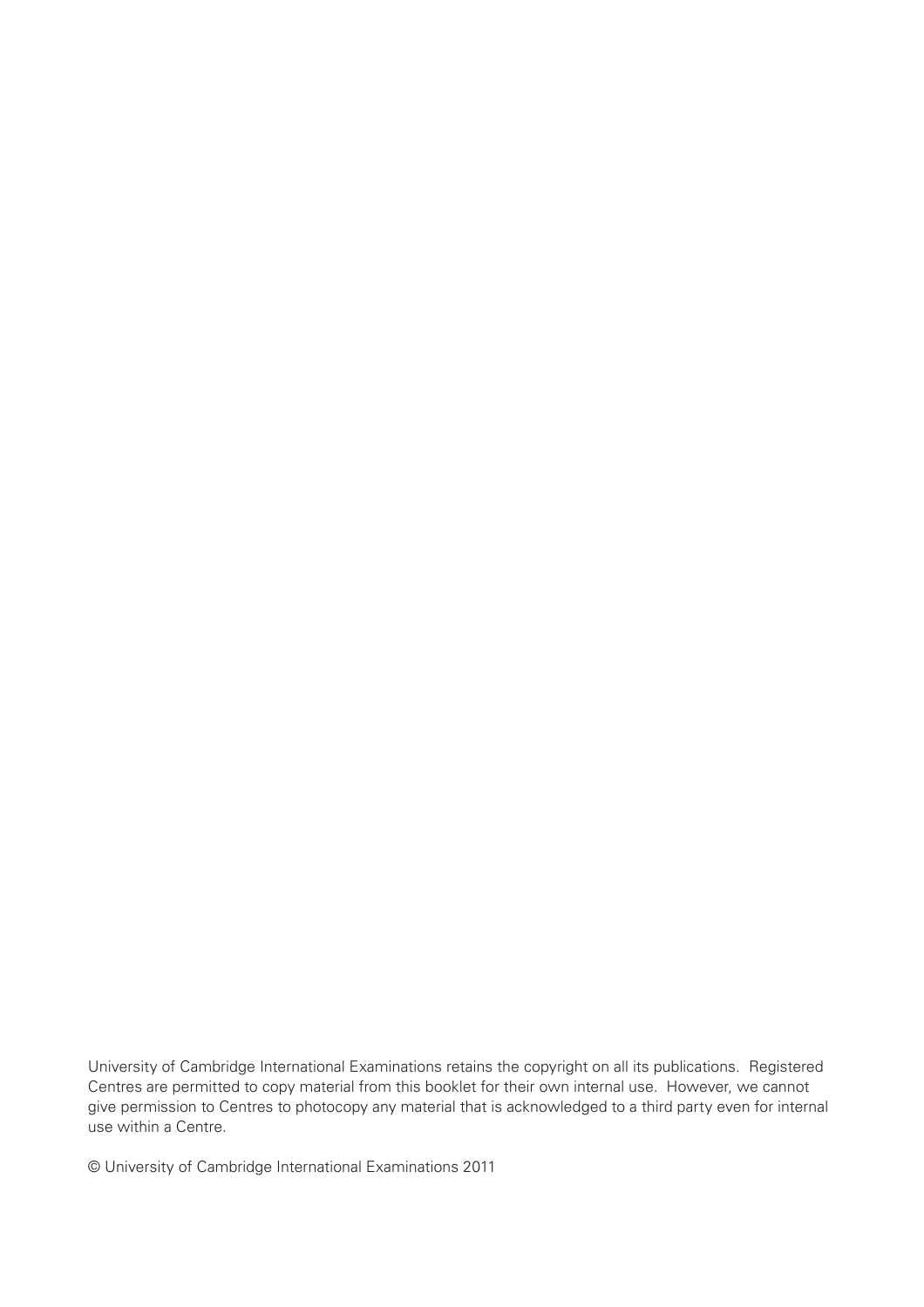University of Cambridge International Examinations retains the copyright on all its publications. Registered Centres are permitted to copy material from this booklet for their own internal use. However, we cannot give permission to Centres to photocopy any material that is acknowledged to a third party even for internal use within a Centre.

© University of Cambridge International Examinations 2011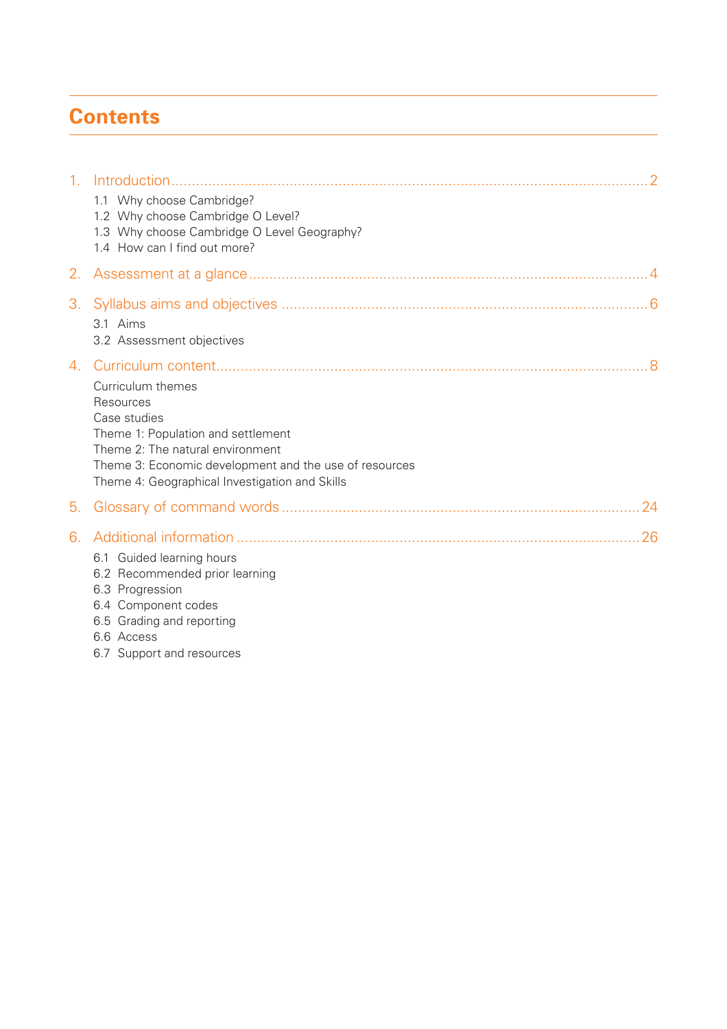# Contents

1. Introduction ..... 2
   - 1.1 Why choose Cambridge?
   - 1.2 Why choose Cambridge O Level?
   - 1.3 Why choose Cambridge O Level Geography?
   - 1.4 How can I find out more?

2. Assessment at a glance ..... 4

3. Syllabus aims and objectives ..... 6
   - 3.1 Aims
   - 3.2 Assessment objectives

4. Curriculum content ..... 8
   - Curriculum themes
   - Resources
   - Case studies
   - Theme 1: Population and settlement
   - Theme 2: The natural environment
   - Theme 3: Economic development and the use of resources
   - Theme 4: Geographical Investigation and Skills

5. Glossary of command words ..... 24

6. Additional information ..... 26
   - 6.1 Guided learning hours
   - 6.2 Recommended prior learning
   - 6.3 Progression
   - 6.4 Component codes
   - 6.5 Grading and reporting
   - 6.6 Access
   - 6.7 Support and resources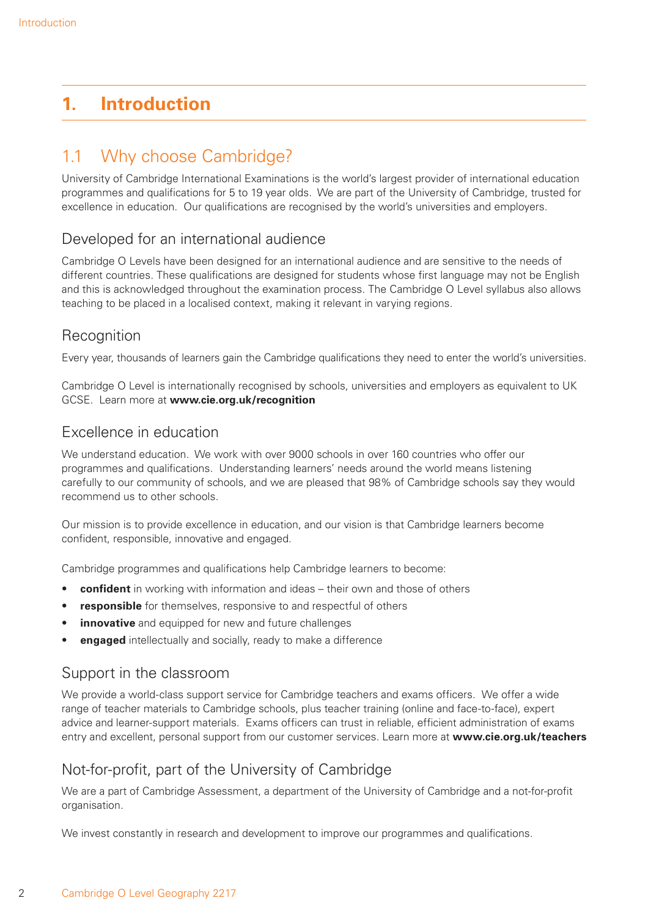# 1. Introduction

## 1.1 Why choose Cambridge?

University of Cambridge International Examinations is the world's largest provider of international education programmes and qualifications for 5 to 19 year olds. We are part of the University of Cambridge, trusted for excellence in education. Our qualifications are recognised by the world's universities and employers.

### Developed for an international audience

Cambridge O Levels have been designed for an international audience and are sensitive to the needs of different countries. These qualifications are designed for students whose first language may not be English and this is acknowledged throughout the examination process. The Cambridge O Level syllabus also allows teaching to be placed in a localised context, making it relevant in varying regions.

### Recognition

Every year, thousands of learners gain the Cambridge qualifications they need to enter the world's universities.

Cambridge O Level is internationally recognised by schools, universities and employers as equivalent to UK GCSE. Learn more at **www.cie.org.uk/recognition**

### Excellence in education

We understand education. We work with over 9000 schools in over 160 countries who offer our programmes and qualifications. Understanding learners' needs around the world means listening carefully to our community of schools, and we are pleased that 98% of Cambridge schools say they would recommend us to other schools.

Our mission is to provide excellence in education, and our vision is that Cambridge learners become confident, responsible, innovative and engaged.

Cambridge programmes and qualifications help Cambridge learners to become:

- **confident** in working with information and ideas – their own and those of others
- **responsible** for themselves, responsive to and respectful of others
- **innovative** and equipped for new and future challenges
- **engaged** intellectually and socially, ready to make a difference

### Support in the classroom

We provide a world-class support service for Cambridge teachers and exams officers. We offer a wide range of teacher materials to Cambridge schools, plus teacher training (online and face-to-face), expert advice and learner-support materials. Exams officers can trust in reliable, efficient administration of exams entry and excellent, personal support from our customer services. Learn more at **www.cie.org.uk/teachers**

### Not-for-profit, part of the University of Cambridge

We are a part of Cambridge Assessment, a department of the University of Cambridge and a not-for-profit organisation.

We invest constantly in research and development to improve our programmes and qualifications.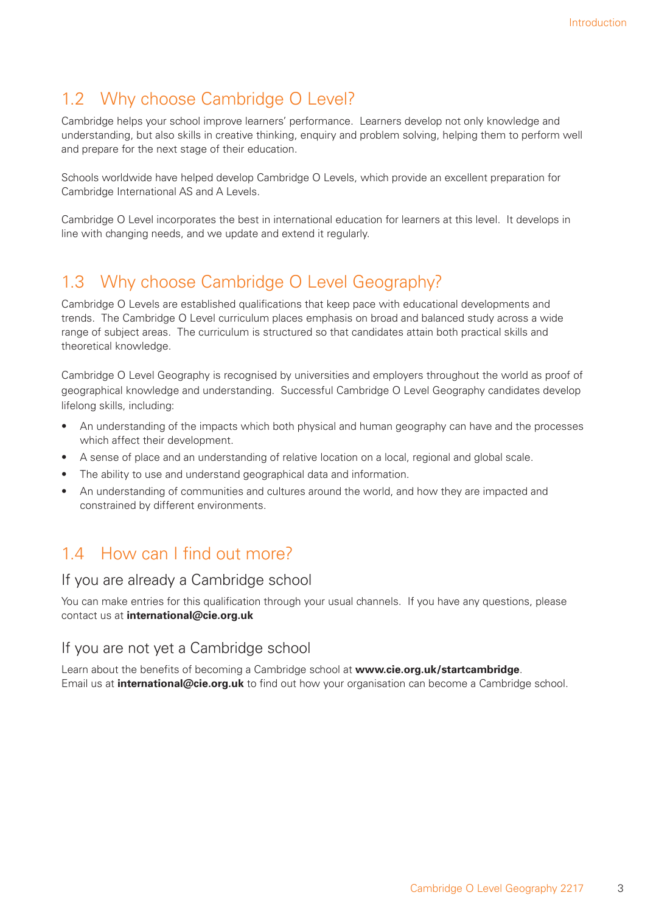## 1.2 Why choose Cambridge O Level?

Cambridge helps your school improve learners' performance. Learners develop not only knowledge and understanding, but also skills in creative thinking, enquiry and problem solving, helping them to perform well and prepare for the next stage of their education.

Schools worldwide have helped develop Cambridge O Levels, which provide an excellent preparation for Cambridge International AS and A Levels.

Cambridge O Level incorporates the best in international education for learners at this level. It develops in line with changing needs, and we update and extend it regularly.

## 1.3 Why choose Cambridge O Level Geography?

Cambridge O Levels are established qualifications that keep pace with educational developments and trends. The Cambridge O Level curriculum places emphasis on broad and balanced study across a wide range of subject areas. The curriculum is structured so that candidates attain both practical skills and theoretical knowledge.

Cambridge O Level Geography is recognised by universities and employers throughout the world as proof of geographical knowledge and understanding. Successful Cambridge O Level Geography candidates develop lifelong skills, including:

- An understanding of the impacts which both physical and human geography can have and the processes which affect their development.
- A sense of place and an understanding of relative location on a local, regional and global scale.
- The ability to use and understand geographical data and information.
- An understanding of communities and cultures around the world, and how they are impacted and constrained by different environments.

## 1.4 How can I find out more?

### If you are already a Cambridge school

You can make entries for this qualification through your usual channels. If you have any questions, please contact us at **international@cie.org.uk**

### If you are not yet a Cambridge school

Learn about the benefits of becoming a Cambridge school at **www.cie.org.uk/startcambridge**. Email us at **international@cie.org.uk** to find out how your organisation can become a Cambridge school.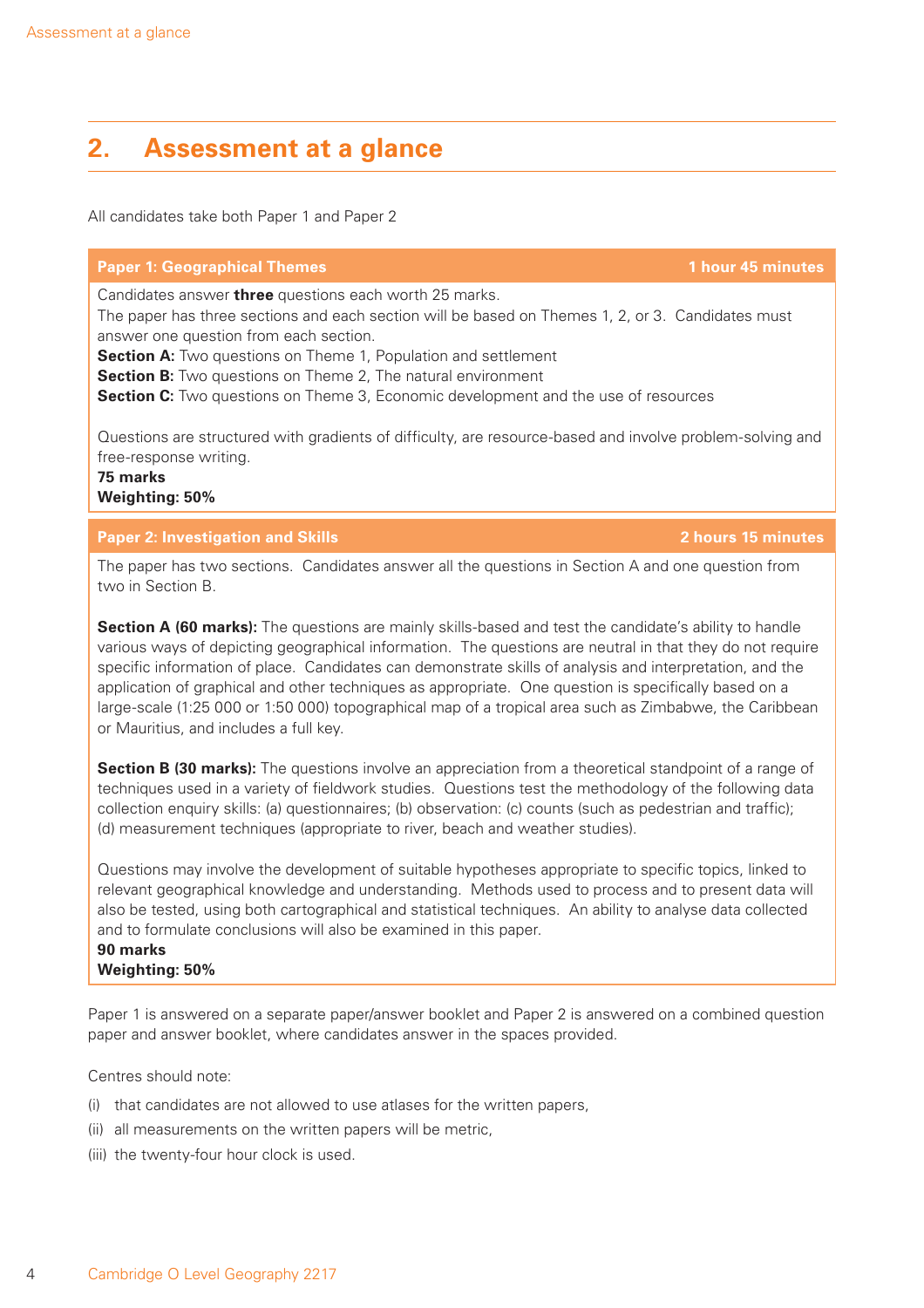## 2. Assessment at a glance

All candidates take both Paper 1 and Paper 2

**Paper 1: Geographical Themes** — **1 hour 45 minutes**

Candidates answer **three** questions each worth 25 marks.
The paper has three sections and each section will be based on Themes 1, 2, or 3. Candidates must answer one question from each section.
**Section A:** Two questions on Theme 1, Population and settlement
**Section B:** Two questions on Theme 2, The natural environment
**Section C:** Two questions on Theme 3, Economic development and the use of resources

Questions are structured with gradients of difficulty, are resource-based and involve problem-solving and free-response writing.
**75 marks**
**Weighting: 50%**

**Paper 2: Investigation and Skills** — **2 hours 15 minutes**

The paper has two sections. Candidates answer all the questions in Section A and one question from two in Section B.

**Section A (60 marks):** The questions are mainly skills-based and test the candidate's ability to handle various ways of depicting geographical information. The questions are neutral in that they do not require specific information of place. Candidates can demonstrate skills of analysis and interpretation, and the application of graphical and other techniques as appropriate. One question is specifically based on a large-scale (1:25 000 or 1:50 000) topographical map of a tropical area such as Zimbabwe, the Caribbean or Mauritius, and includes a full key.

**Section B (30 marks):** The questions involve an appreciation from a theoretical standpoint of a range of techniques used in a variety of fieldwork studies. Questions test the methodology of the following data collection enquiry skills: (a) questionnaires; (b) observation: (c) counts (such as pedestrian and traffic); (d) measurement techniques (appropriate to river, beach and weather studies).

Questions may involve the development of suitable hypotheses appropriate to specific topics, linked to relevant geographical knowledge and understanding. Methods used to process and to present data will also be tested, using both cartographical and statistical techniques. An ability to analyse data collected and to formulate conclusions will also be examined in this paper.
**90 marks**
**Weighting: 50%**

Paper 1 is answered on a separate paper/answer booklet and Paper 2 is answered on a combined question paper and answer booklet, where candidates answer in the spaces provided.

Centres should note:

(i) that candidates are not allowed to use atlases for the written papers,
(ii) all measurements on the written papers will be metric,
(iii) the twenty-four hour clock is used.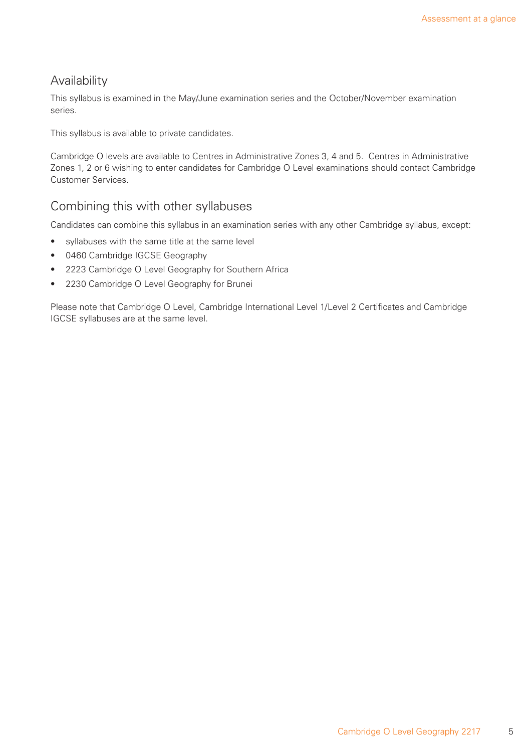## Availability

This syllabus is examined in the May/June examination series and the October/November examination series.

This syllabus is available to private candidates.

Cambridge O levels are available to Centres in Administrative Zones 3, 4 and 5. Centres in Administrative Zones 1, 2 or 6 wishing to enter candidates for Cambridge O Level examinations should contact Cambridge Customer Services.

## Combining this with other syllabuses

Candidates can combine this syllabus in an examination series with any other Cambridge syllabus, except:

- syllabuses with the same title at the same level
- 0460 Cambridge IGCSE Geography
- 2223 Cambridge O Level Geography for Southern Africa
- 2230 Cambridge O Level Geography for Brunei

Please note that Cambridge O Level, Cambridge International Level 1/Level 2 Certificates and Cambridge IGCSE syllabuses are at the same level.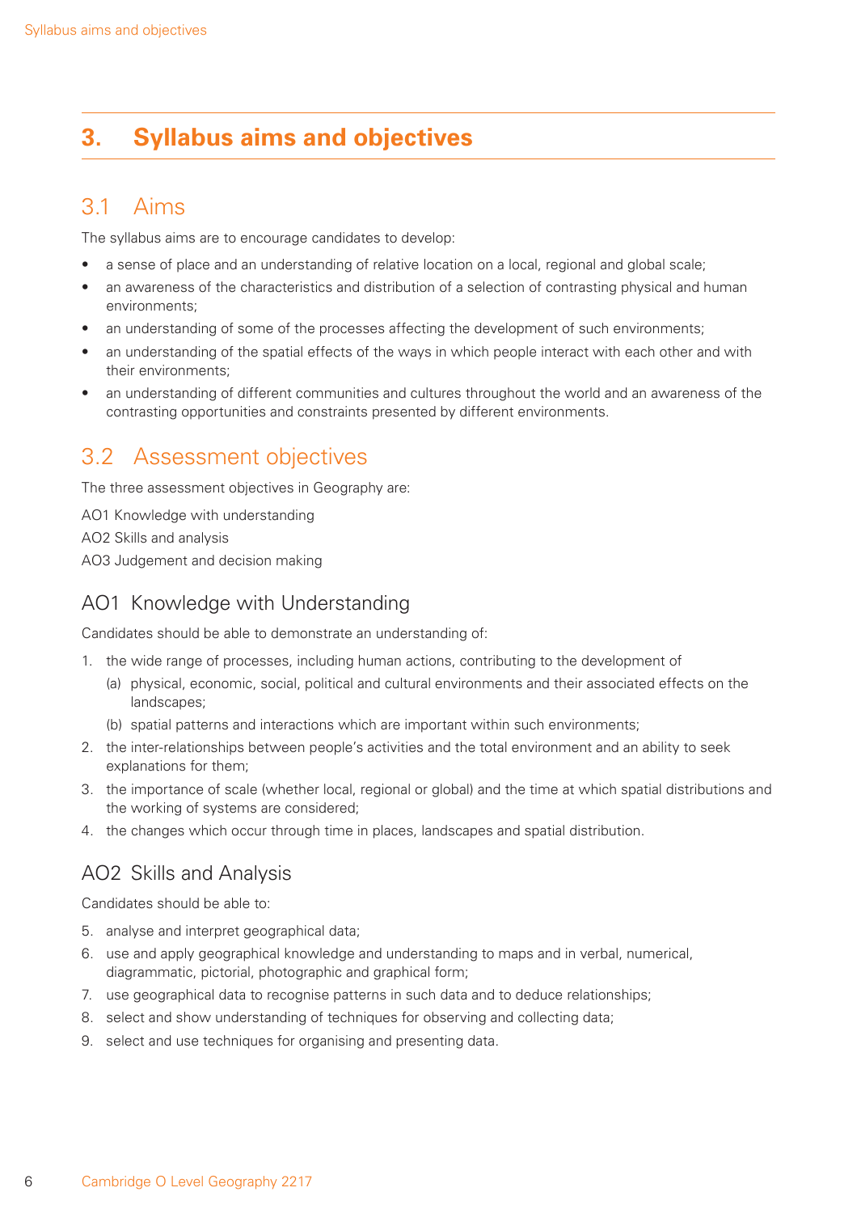# 3. Syllabus aims and objectives

## 3.1 Aims

The syllabus aims are to encourage candidates to develop:

- a sense of place and an understanding of relative location on a local, regional and global scale;
- an awareness of the characteristics and distribution of a selection of contrasting physical and human environments;
- an understanding of some of the processes affecting the development of such environments;
- an understanding of the spatial effects of the ways in which people interact with each other and with their environments;
- an understanding of different communities and cultures throughout the world and an awareness of the contrasting opportunities and constraints presented by different environments.

## 3.2 Assessment objectives

The three assessment objectives in Geography are:

AO1 Knowledge with understanding

AO2 Skills and analysis

AO3 Judgement and decision making

### AO1 Knowledge with Understanding

Candidates should be able to demonstrate an understanding of:

1. the wide range of processes, including human actions, contributing to the development of
   (a) physical, economic, social, political and cultural environments and their associated effects on the landscapes;
   (b) spatial patterns and interactions which are important within such environments;
2. the inter-relationships between people's activities and the total environment and an ability to seek explanations for them;
3. the importance of scale (whether local, regional or global) and the time at which spatial distributions and the working of systems are considered;
4. the changes which occur through time in places, landscapes and spatial distribution.

### AO2 Skills and Analysis

Candidates should be able to:

5. analyse and interpret geographical data;
6. use and apply geographical knowledge and understanding to maps and in verbal, numerical, diagrammatic, pictorial, photographic and graphical form;
7. use geographical data to recognise patterns in such data and to deduce relationships;
8. select and show understanding of techniques for observing and collecting data;
9. select and use techniques for organising and presenting data.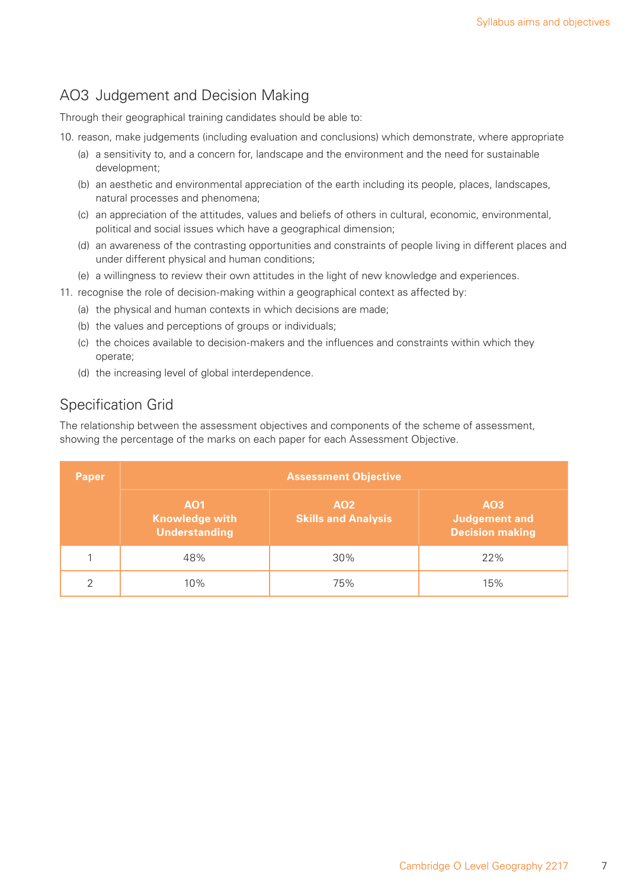## AO3 Judgement and Decision Making

Through their geographical training candidates should be able to:

10. reason, make judgements (including evaluation and conclusions) which demonstrate, where appropriate
    - (a) a sensitivity to, and a concern for, landscape and the environment and the need for sustainable development;
    - (b) an aesthetic and environmental appreciation of the earth including its people, places, landscapes, natural processes and phenomena;
    - (c) an appreciation of the attitudes, values and beliefs of others in cultural, economic, environmental, political and social issues which have a geographical dimension;
    - (d) an awareness of the contrasting opportunities and constraints of people living in different places and under different physical and human conditions;
    - (e) a willingness to review their own attitudes in the light of new knowledge and experiences.
11. recognise the role of decision-making within a geographical context as affected by:
    - (a) the physical and human contexts in which decisions are made;
    - (b) the values and perceptions of groups or individuals;
    - (c) the choices available to decision-makers and the influences and constraints within which they operate;
    - (d) the increasing level of global interdependence.

## Specification Grid

The relationship between the assessment objectives and components of the scheme of assessment, showing the percentage of the marks on each paper for each Assessment Objective.

| Paper | Assessment Objective | | |
|---|---|---|---|
| | **AO1 Knowledge with Understanding** | **AO2 Skills and Analysis** | **AO3 Judgement and Decision making** |
| 1 | 48% | 30% | 22% |
| 2 | 10% | 75% | 15% |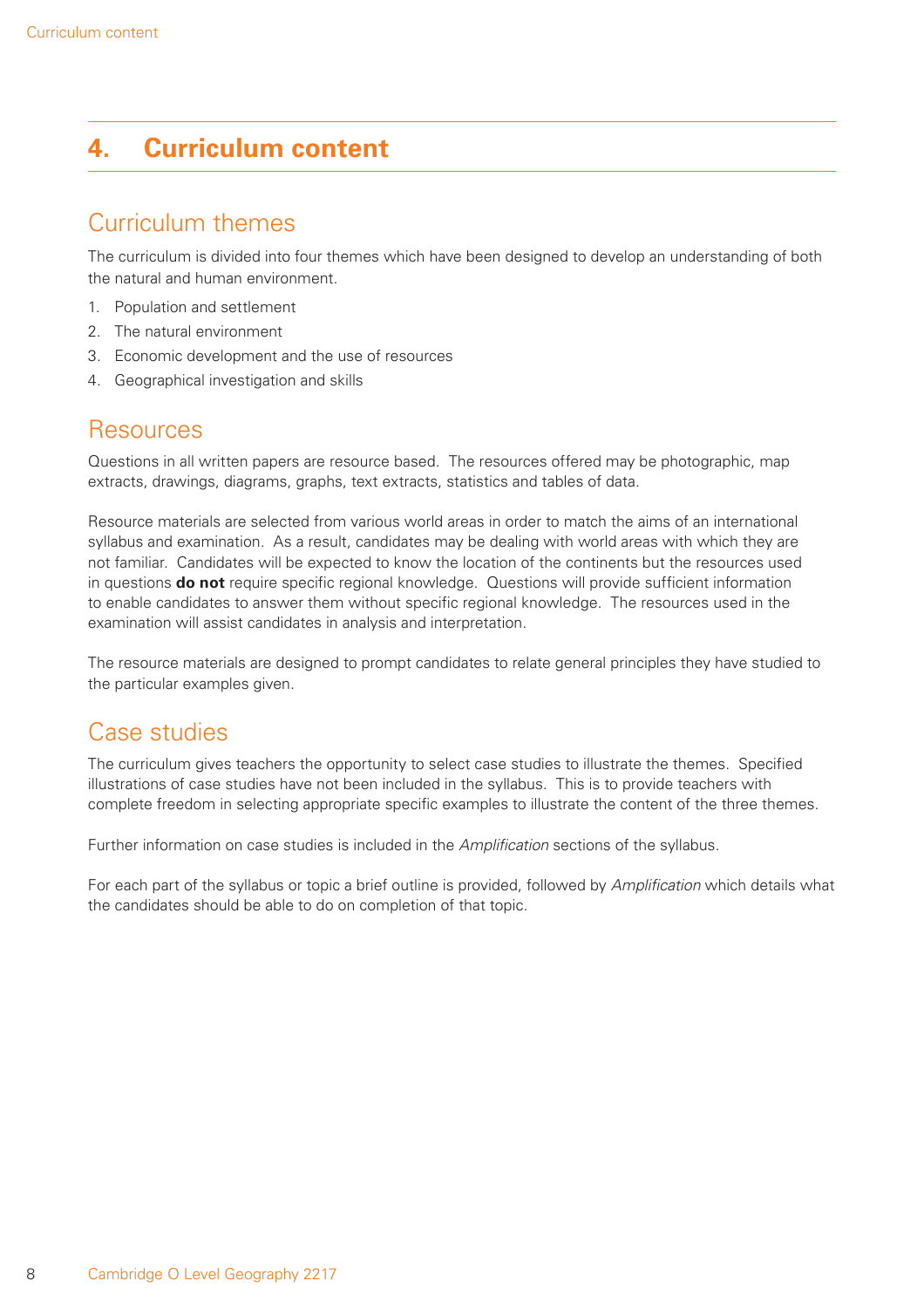# 4. Curriculum content

## Curriculum themes

The curriculum is divided into four themes which have been designed to develop an understanding of both the natural and human environment.

1. Population and settlement
2. The natural environment
3. Economic development and the use of resources
4. Geographical investigation and skills

## Resources

Questions in all written papers are resource based. The resources offered may be photographic, map extracts, drawings, diagrams, graphs, text extracts, statistics and tables of data.

Resource materials are selected from various world areas in order to match the aims of an international syllabus and examination. As a result, candidates may be dealing with world areas with which they are not familiar. Candidates will be expected to know the location of the continents but the resources used in questions **do not** require specific regional knowledge. Questions will provide sufficient information to enable candidates to answer them without specific regional knowledge. The resources used in the examination will assist candidates in analysis and interpretation.

The resource materials are designed to prompt candidates to relate general principles they have studied to the particular examples given.

## Case studies

The curriculum gives teachers the opportunity to select case studies to illustrate the themes. Specified illustrations of case studies have not been included in the syllabus. This is to provide teachers with complete freedom in selecting appropriate specific examples to illustrate the content of the three themes.

Further information on case studies is included in the *Amplification* sections of the syllabus.

For each part of the syllabus or topic a brief outline is provided, followed by *Amplification* which details what the candidates should be able to do on completion of that topic.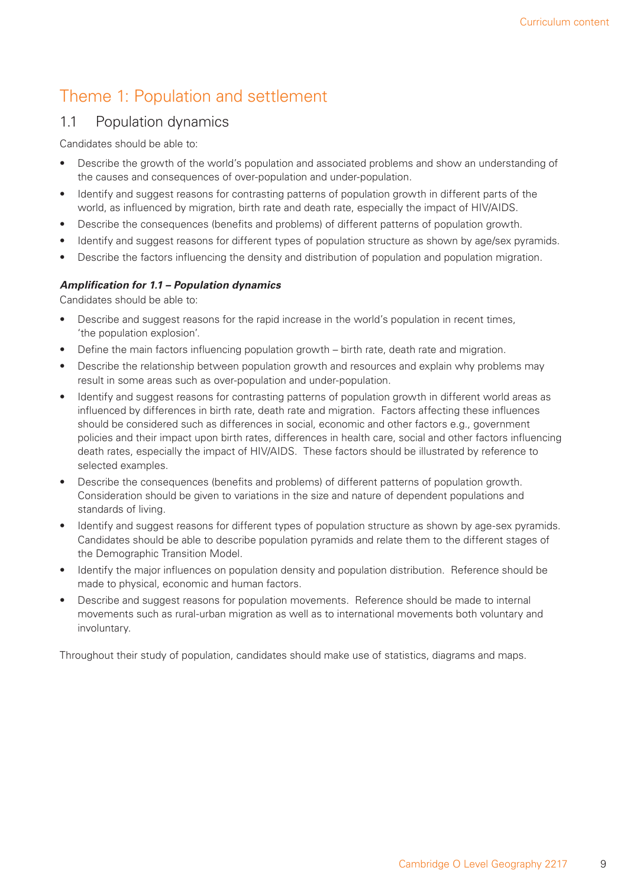# Theme 1: Population and settlement

## 1.1 Population dynamics

Candidates should be able to:

- Describe the growth of the world's population and associated problems and show an understanding of the causes and consequences of over-population and under-population.
- Identify and suggest reasons for contrasting patterns of population growth in different parts of the world, as influenced by migration, birth rate and death rate, especially the impact of HIV/AIDS.
- Describe the consequences (benefits and problems) of different patterns of population growth.
- Identify and suggest reasons for different types of population structure as shown by age/sex pyramids.
- Describe the factors influencing the density and distribution of population and population migration.

***Amplification for 1.1 – Population dynamics***

Candidates should be able to:

- Describe and suggest reasons for the rapid increase in the world's population in recent times, 'the population explosion'.
- Define the main factors influencing population growth – birth rate, death rate and migration.
- Describe the relationship between population growth and resources and explain why problems may result in some areas such as over-population and under-population.
- Identify and suggest reasons for contrasting patterns of population growth in different world areas as influenced by differences in birth rate, death rate and migration. Factors affecting these influences should be considered such as differences in social, economic and other factors e.g., government policies and their impact upon birth rates, differences in health care, social and other factors influencing death rates, especially the impact of HIV/AIDS. These factors should be illustrated by reference to selected examples.
- Describe the consequences (benefits and problems) of different patterns of population growth. Consideration should be given to variations in the size and nature of dependent populations and standards of living.
- Identify and suggest reasons for different types of population structure as shown by age-sex pyramids. Candidates should be able to describe population pyramids and relate them to the different stages of the Demographic Transition Model.
- Identify the major influences on population density and population distribution. Reference should be made to physical, economic and human factors.
- Describe and suggest reasons for population movements. Reference should be made to internal movements such as rural-urban migration as well as to international movements both voluntary and involuntary.

Throughout their study of population, candidates should make use of statistics, diagrams and maps.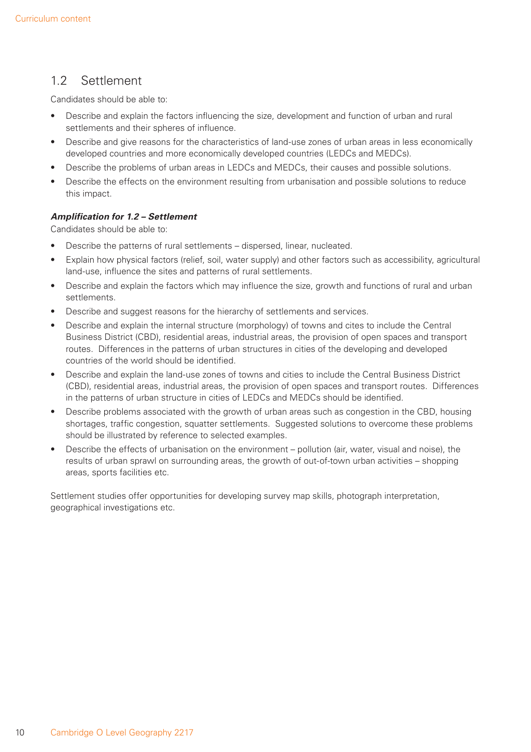## 1.2 Settlement

Candidates should be able to:

- Describe and explain the factors influencing the size, development and function of urban and rural settlements and their spheres of influence.
- Describe and give reasons for the characteristics of land-use zones of urban areas in less economically developed countries and more economically developed countries (LEDCs and MEDCs).
- Describe the problems of urban areas in LEDCs and MEDCs, their causes and possible solutions.
- Describe the effects on the environment resulting from urbanisation and possible solutions to reduce this impact.

***Amplification for 1.2 – Settlement***

Candidates should be able to:

- Describe the patterns of rural settlements – dispersed, linear, nucleated.
- Explain how physical factors (relief, soil, water supply) and other factors such as accessibility, agricultural land-use, influence the sites and patterns of rural settlements.
- Describe and explain the factors which may influence the size, growth and functions of rural and urban settlements.
- Describe and suggest reasons for the hierarchy of settlements and services.
- Describe and explain the internal structure (morphology) of towns and cites to include the Central Business District (CBD), residential areas, industrial areas, the provision of open spaces and transport routes. Differences in the patterns of urban structures in cities of the developing and developed countries of the world should be identified.
- Describe and explain the land-use zones of towns and cities to include the Central Business District (CBD), residential areas, industrial areas, the provision of open spaces and transport routes. Differences in the patterns of urban structure in cities of LEDCs and MEDCs should be identified.
- Describe problems associated with the growth of urban areas such as congestion in the CBD, housing shortages, traffic congestion, squatter settlements. Suggested solutions to overcome these problems should be illustrated by reference to selected examples.
- Describe the effects of urbanisation on the environment – pollution (air, water, visual and noise), the results of urban sprawl on surrounding areas, the growth of out-of-town urban activities – shopping areas, sports facilities etc.

Settlement studies offer opportunities for developing survey map skills, photograph interpretation, geographical investigations etc.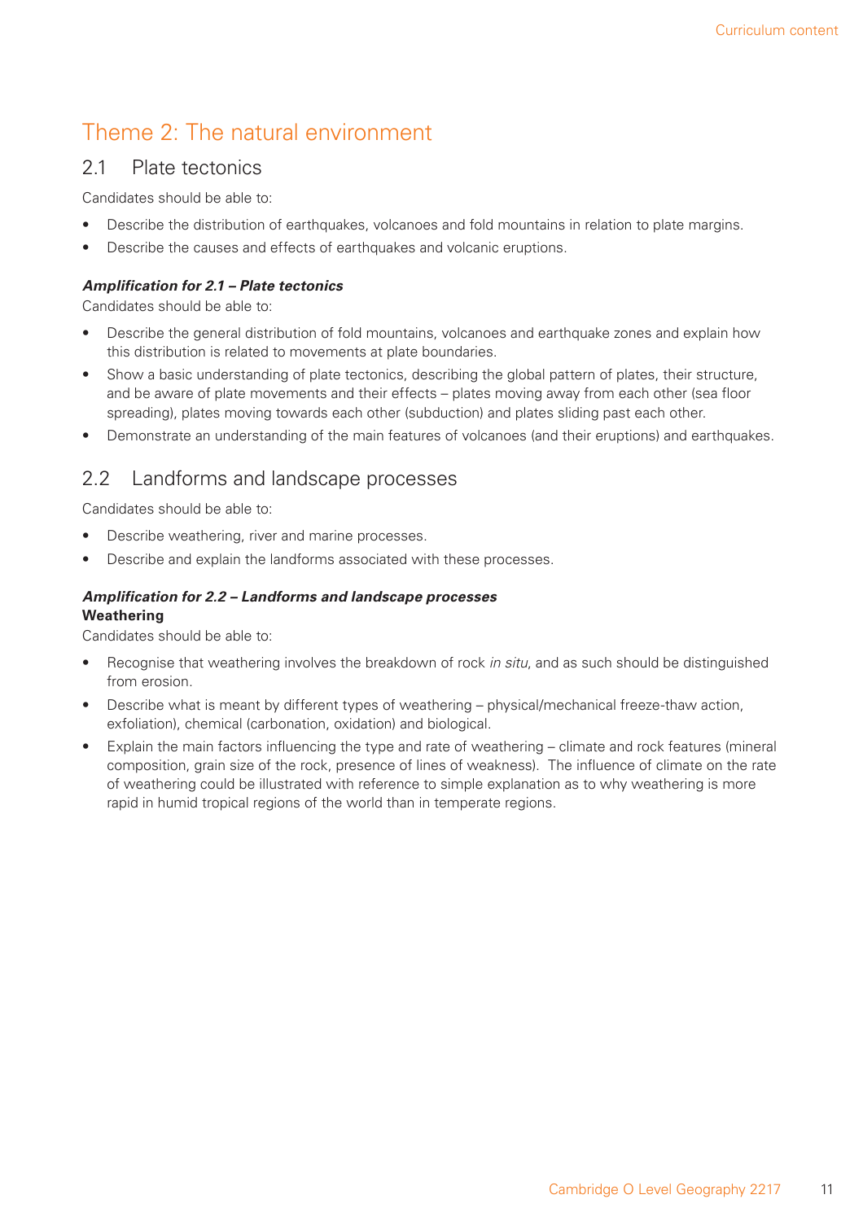# Theme 2: The natural environment

## 2.1 Plate tectonics

Candidates should be able to:

- Describe the distribution of earthquakes, volcanoes and fold mountains in relation to plate margins.
- Describe the causes and effects of earthquakes and volcanic eruptions.

***Amplification for 2.1 – Plate tectonics***

Candidates should be able to:

- Describe the general distribution of fold mountains, volcanoes and earthquake zones and explain how this distribution is related to movements at plate boundaries.
- Show a basic understanding of plate tectonics, describing the global pattern of plates, their structure, and be aware of plate movements and their effects – plates moving away from each other (sea floor spreading), plates moving towards each other (subduction) and plates sliding past each other.
- Demonstrate an understanding of the main features of volcanoes (and their eruptions) and earthquakes.

## 2.2 Landforms and landscape processes

Candidates should be able to:

- Describe weathering, river and marine processes.
- Describe and explain the landforms associated with these processes.

***Amplification for 2.2 – Landforms and landscape processes***

**Weathering**

Candidates should be able to:

- Recognise that weathering involves the breakdown of rock *in situ*, and as such should be distinguished from erosion.
- Describe what is meant by different types of weathering – physical/mechanical freeze-thaw action, exfoliation), chemical (carbonation, oxidation) and biological.
- Explain the main factors influencing the type and rate of weathering – climate and rock features (mineral composition, grain size of the rock, presence of lines of weakness). The influence of climate on the rate of weathering could be illustrated with reference to simple explanation as to why weathering is more rapid in humid tropical regions of the world than in temperate regions.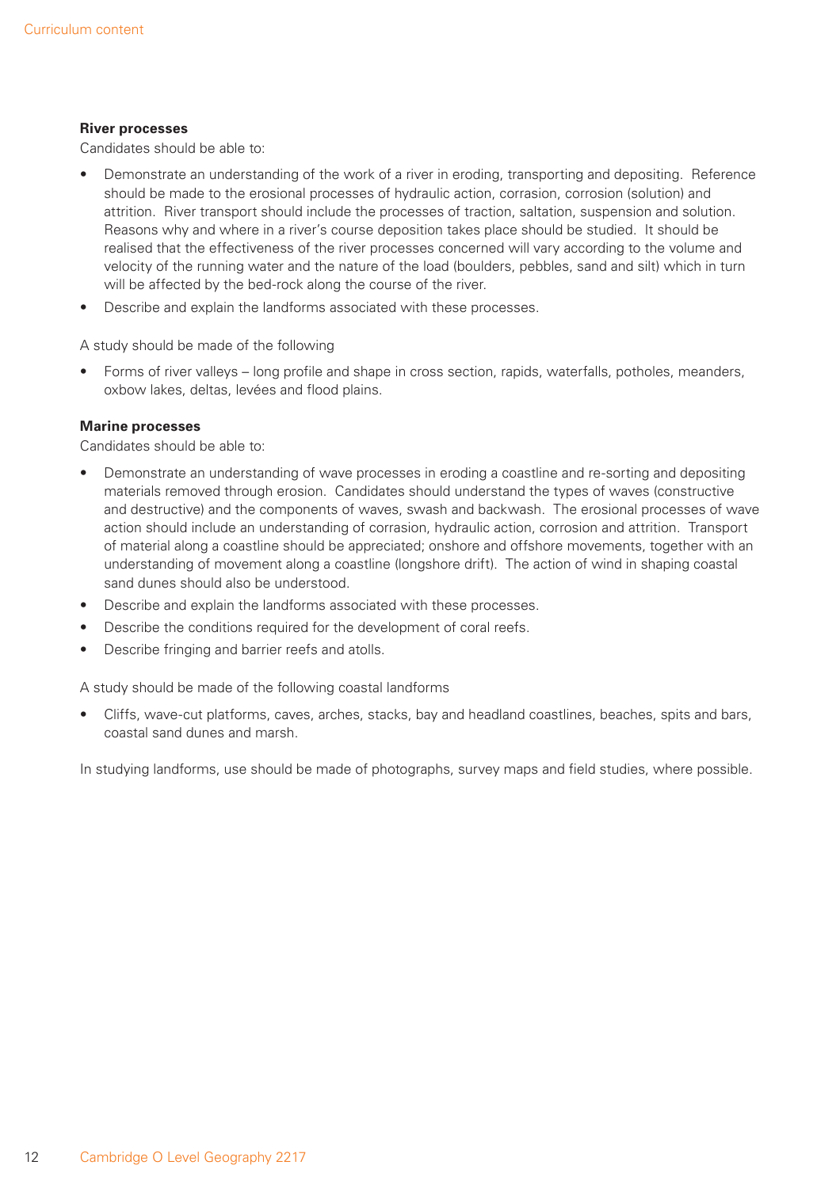**River processes**

Candidates should be able to:

- Demonstrate an understanding of the work of a river in eroding, transporting and depositing. Reference should be made to the erosional processes of hydraulic action, corrasion, corrosion (solution) and attrition. River transport should include the processes of traction, saltation, suspension and solution. Reasons why and where in a river's course deposition takes place should be studied. It should be realised that the effectiveness of the river processes concerned will vary according to the volume and velocity of the running water and the nature of the load (boulders, pebbles, sand and silt) which in turn will be affected by the bed-rock along the course of the river.
- Describe and explain the landforms associated with these processes.

A study should be made of the following

- Forms of river valleys – long profile and shape in cross section, rapids, waterfalls, potholes, meanders, oxbow lakes, deltas, levées and flood plains.

**Marine processes**

Candidates should be able to:

- Demonstrate an understanding of wave processes in eroding a coastline and re-sorting and depositing materials removed through erosion. Candidates should understand the types of waves (constructive and destructive) and the components of waves, swash and backwash. The erosional processes of wave action should include an understanding of corrasion, hydraulic action, corrosion and attrition. Transport of material along a coastline should be appreciated; onshore and offshore movements, together with an understanding of movement along a coastline (longshore drift). The action of wind in shaping coastal sand dunes should also be understood.
- Describe and explain the landforms associated with these processes.
- Describe the conditions required for the development of coral reefs.
- Describe fringing and barrier reefs and atolls.

A study should be made of the following coastal landforms

- Cliffs, wave-cut platforms, caves, arches, stacks, bay and headland coastlines, beaches, spits and bars, coastal sand dunes and marsh.

In studying landforms, use should be made of photographs, survey maps and field studies, where possible.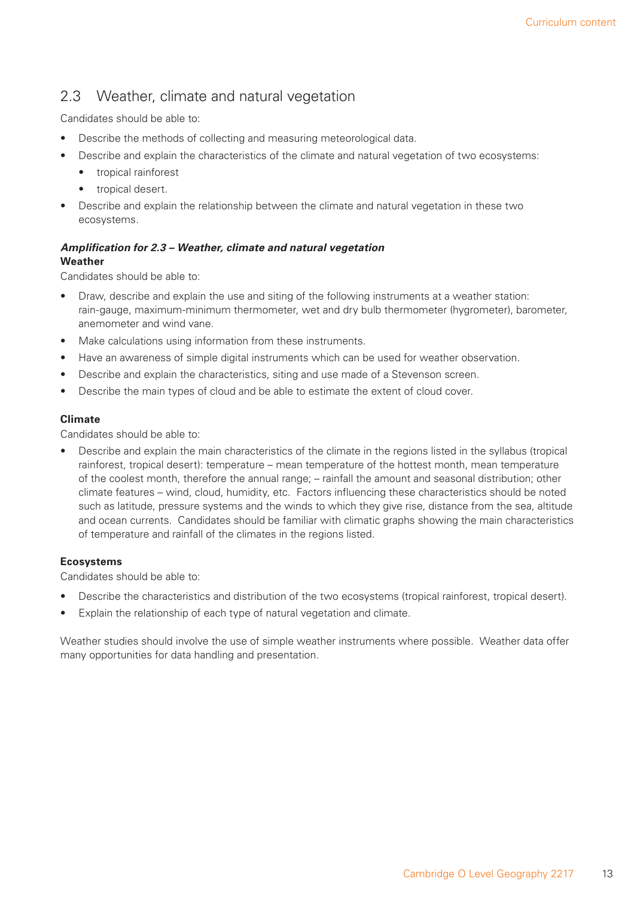## 2.3 Weather, climate and natural vegetation

Candidates should be able to:

- Describe the methods of collecting and measuring meteorological data.
- Describe and explain the characteristics of the climate and natural vegetation of two ecosystems:
  - tropical rainforest
  - tropical desert.
- Describe and explain the relationship between the climate and natural vegetation in these two ecosystems.

***Amplification for 2.3 – Weather, climate and natural vegetation***

**Weather**

Candidates should be able to:

- Draw, describe and explain the use and siting of the following instruments at a weather station: rain-gauge, maximum-minimum thermometer, wet and dry bulb thermometer (hygrometer), barometer, anemometer and wind vane.
- Make calculations using information from these instruments.
- Have an awareness of simple digital instruments which can be used for weather observation.
- Describe and explain the characteristics, siting and use made of a Stevenson screen.
- Describe the main types of cloud and be able to estimate the extent of cloud cover.

**Climate**

Candidates should be able to:

- Describe and explain the main characteristics of the climate in the regions listed in the syllabus (tropical rainforest, tropical desert): temperature – mean temperature of the hottest month, mean temperature of the coolest month, therefore the annual range; – rainfall the amount and seasonal distribution; other climate features – wind, cloud, humidity, etc. Factors influencing these characteristics should be noted such as latitude, pressure systems and the winds to which they give rise, distance from the sea, altitude and ocean currents. Candidates should be familiar with climatic graphs showing the main characteristics of temperature and rainfall of the climates in the regions listed.

**Ecosystems**

Candidates should be able to:

- Describe the characteristics and distribution of the two ecosystems (tropical rainforest, tropical desert).
- Explain the relationship of each type of natural vegetation and climate.

Weather studies should involve the use of simple weather instruments where possible. Weather data offer many opportunities for data handling and presentation.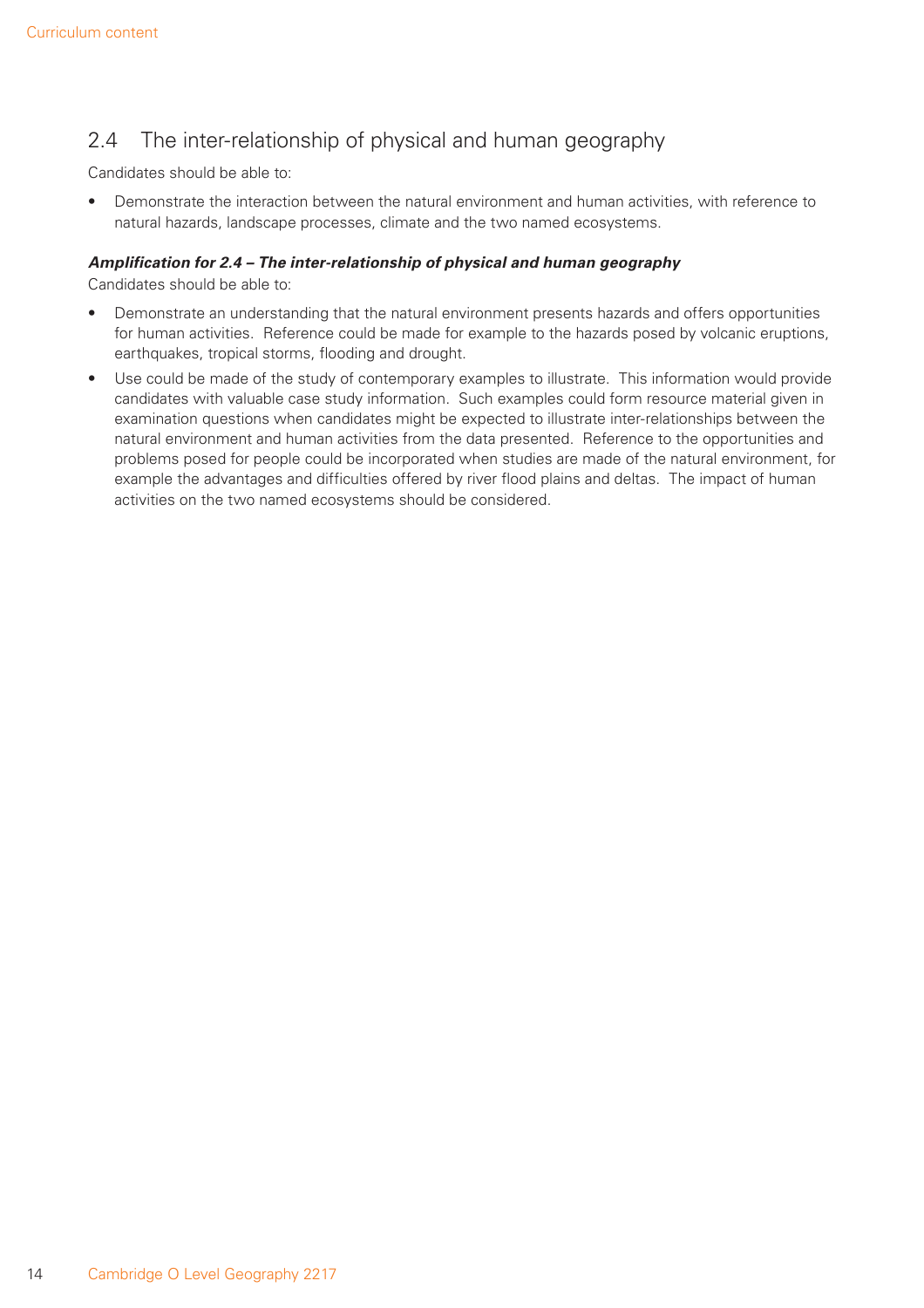## 2.4 The inter-relationship of physical and human geography

Candidates should be able to:

- Demonstrate the interaction between the natural environment and human activities, with reference to natural hazards, landscape processes, climate and the two named ecosystems.

***Amplification for 2.4 – The inter-relationship of physical and human geography***

Candidates should be able to:

- Demonstrate an understanding that the natural environment presents hazards and offers opportunities for human activities. Reference could be made for example to the hazards posed by volcanic eruptions, earthquakes, tropical storms, flooding and drought.
- Use could be made of the study of contemporary examples to illustrate. This information would provide candidates with valuable case study information. Such examples could form resource material given in examination questions when candidates might be expected to illustrate inter-relationships between the natural environment and human activities from the data presented. Reference to the opportunities and problems posed for people could be incorporated when studies are made of the natural environment, for example the advantages and difficulties offered by river flood plains and deltas. The impact of human activities on the two named ecosystems should be considered.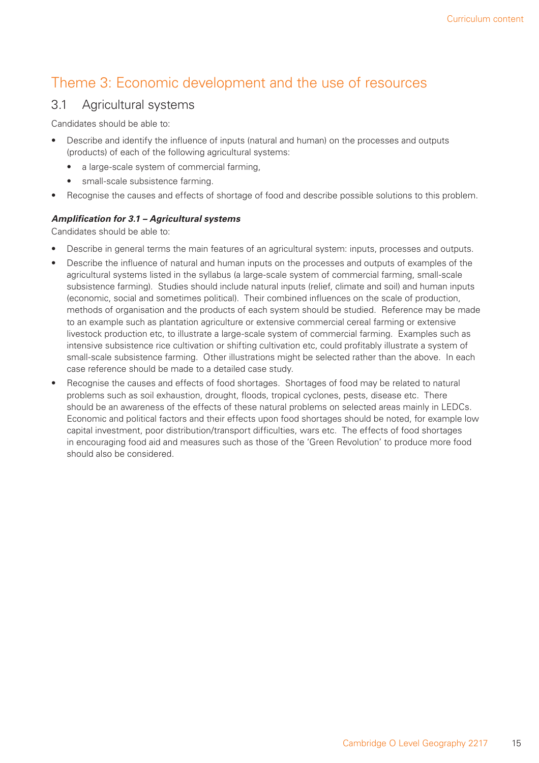# Theme 3: Economic development and the use of resources

## 3.1 Agricultural systems

Candidates should be able to:

- Describe and identify the influence of inputs (natural and human) on the processes and outputs (products) of each of the following agricultural systems:
  - a large-scale system of commercial farming,
  - small-scale subsistence farming.
- Recognise the causes and effects of shortage of food and describe possible solutions to this problem.

***Amplification for 3.1 – Agricultural systems***

Candidates should be able to:

- Describe in general terms the main features of an agricultural system: inputs, processes and outputs.
- Describe the influence of natural and human inputs on the processes and outputs of examples of the agricultural systems listed in the syllabus (a large-scale system of commercial farming, small-scale subsistence farming). Studies should include natural inputs (relief, climate and soil) and human inputs (economic, social and sometimes political). Their combined influences on the scale of production, methods of organisation and the products of each system should be studied. Reference may be made to an example such as plantation agriculture or extensive commercial cereal farming or extensive livestock production etc, to illustrate a large-scale system of commercial farming. Examples such as intensive subsistence rice cultivation or shifting cultivation etc, could profitably illustrate a system of small-scale subsistence farming. Other illustrations might be selected rather than the above. In each case reference should be made to a detailed case study.
- Recognise the causes and effects of food shortages. Shortages of food may be related to natural problems such as soil exhaustion, drought, floods, tropical cyclones, pests, disease etc. There should be an awareness of the effects of these natural problems on selected areas mainly in LEDCs. Economic and political factors and their effects upon food shortages should be noted, for example low capital investment, poor distribution/transport difficulties, wars etc. The effects of food shortages in encouraging food aid and measures such as those of the 'Green Revolution' to produce more food should also be considered.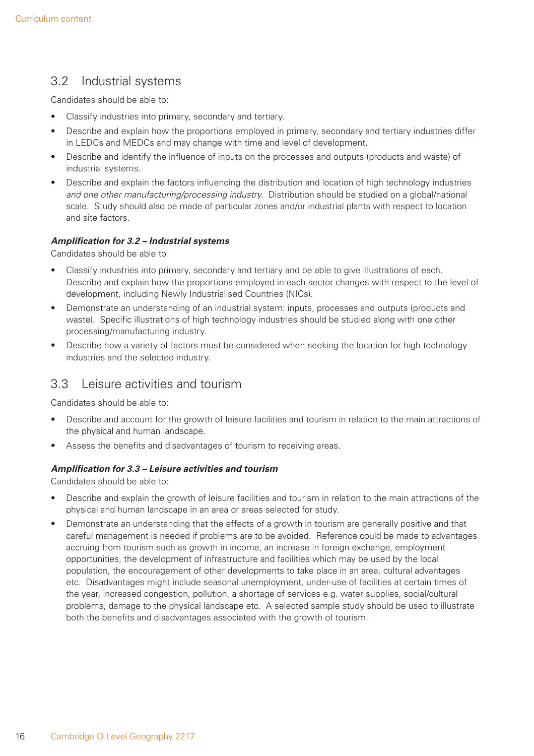## 3.2 Industrial systems

Candidates should be able to:

- Classify industries into primary, secondary and tertiary.
- Describe and explain how the proportions employed in primary, secondary and tertiary industries differ in LEDCs and MEDCs and may change with time and level of development.
- Describe and identify the influence of inputs on the processes and outputs (products and waste) of industrial systems.
- Describe and explain the factors influencing the distribution and location of high technology industries *and one other manufacturing/processing industry.* Distribution should be studied on a global/national scale. Study should also be made of particular zones and/or industrial plants with respect to location and site factors.

***Amplification for 3.2 – Industrial systems***

Candidates should be able to

- Classify industries into primary, secondary and tertiary and be able to give illustrations of each. Describe and explain how the proportions employed in each sector changes with respect to the level of development, including Newly Industrialised Countries (NICs).
- Demonstrate an understanding of an industrial system: inputs, processes and outputs (products and waste). Specific illustrations of high technology industries should be studied along with one other processing/manufacturing industry.
- Describe how a variety of factors must be considered when seeking the location for high technology industries and the selected industry.

## 3.3 Leisure activities and tourism

Candidates should be able to:

- Describe and account for the growth of leisure facilities and tourism in relation to the main attractions of the physical and human landscape.
- Assess the benefits and disadvantages of tourism to receiving areas.

***Amplification for 3.3 – Leisure activities and tourism***

Candidates should be able to:

- Describe and explain the growth of leisure facilities and tourism in relation to the main attractions of the physical and human landscape in an area or areas selected for study.
- Demonstrate an understanding that the effects of a growth in tourism are generally positive and that careful management is needed if problems are to be avoided. Reference could be made to advantages accruing from tourism such as growth in income, an increase in foreign exchange, employment opportunities, the development of infrastructure and facilities which may be used by the local population, the encouragement of other developments to take place in an area, cultural advantages etc. Disadvantages might include seasonal unemployment, under-use of facilities at certain times of the year, increased congestion, pollution, a shortage of services e.g. water supplies, social/cultural problems, damage to the physical landscape etc. A selected sample study should be used to illustrate both the benefits and disadvantages associated with the growth of tourism.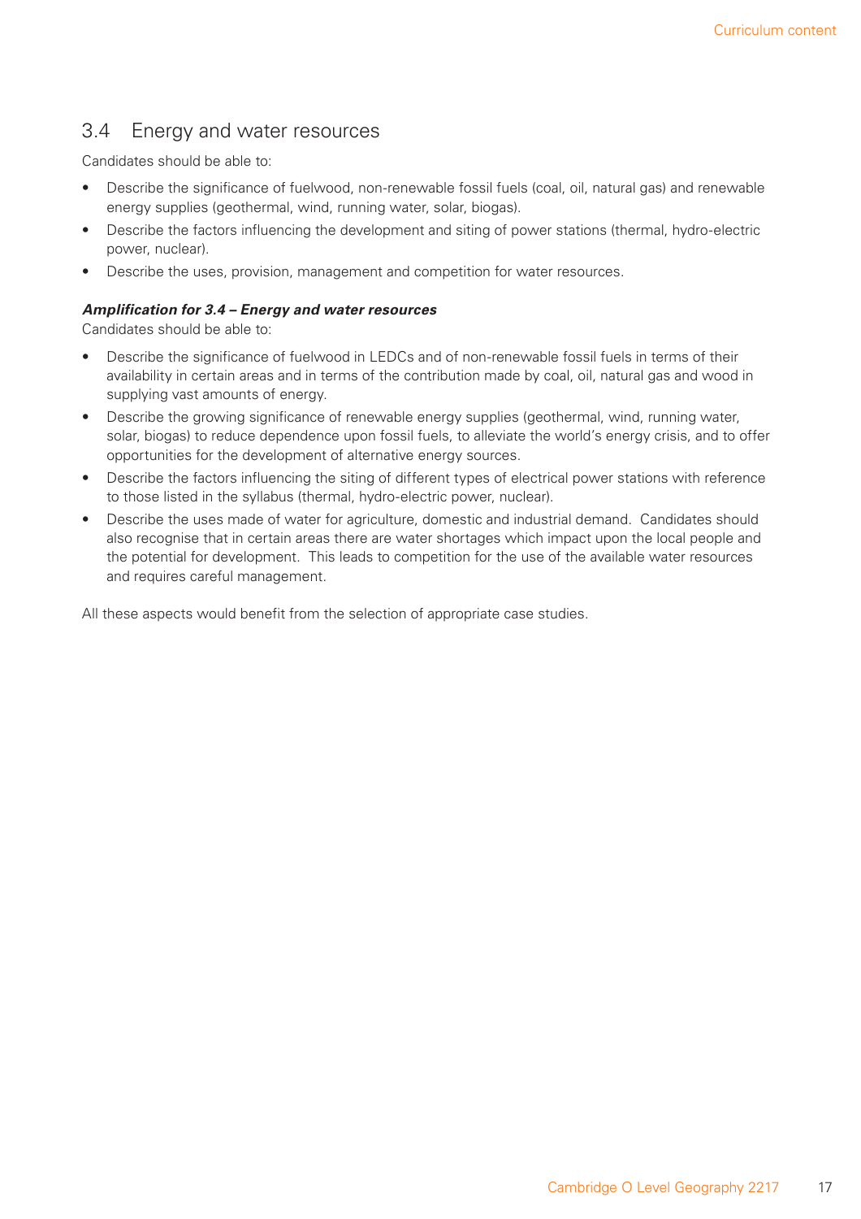## 3.4 Energy and water resources

Candidates should be able to:

- Describe the significance of fuelwood, non-renewable fossil fuels (coal, oil, natural gas) and renewable energy supplies (geothermal, wind, running water, solar, biogas).
- Describe the factors influencing the development and siting of power stations (thermal, hydro-electric power, nuclear).
- Describe the uses, provision, management and competition for water resources.

***Amplification for 3.4 – Energy and water resources***

Candidates should be able to:

- Describe the significance of fuelwood in LEDCs and of non-renewable fossil fuels in terms of their availability in certain areas and in terms of the contribution made by coal, oil, natural gas and wood in supplying vast amounts of energy.
- Describe the growing significance of renewable energy supplies (geothermal, wind, running water, solar, biogas) to reduce dependence upon fossil fuels, to alleviate the world's energy crisis, and to offer opportunities for the development of alternative energy sources.
- Describe the factors influencing the siting of different types of electrical power stations with reference to those listed in the syllabus (thermal, hydro-electric power, nuclear).
- Describe the uses made of water for agriculture, domestic and industrial demand. Candidates should also recognise that in certain areas there are water shortages which impact upon the local people and the potential for development. This leads to competition for the use of the available water resources and requires careful management.

All these aspects would benefit from the selection of appropriate case studies.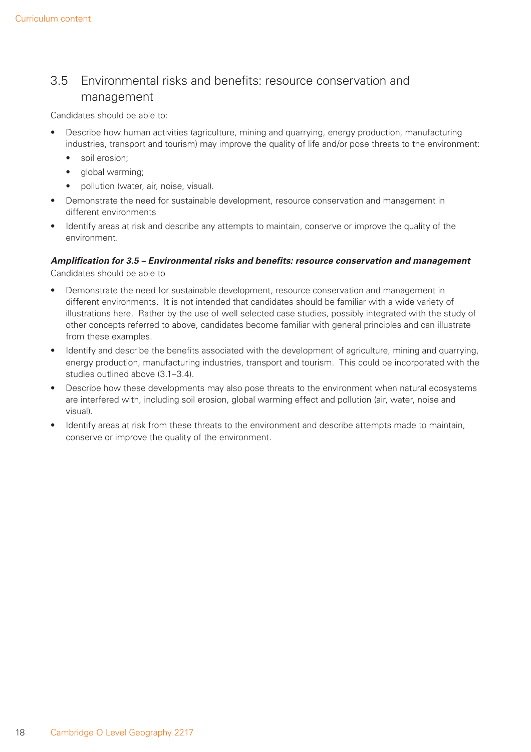## 3.5 Environmental risks and benefits: resource conservation and management

Candidates should be able to:

- Describe how human activities (agriculture, mining and quarrying, energy production, manufacturing industries, transport and tourism) may improve the quality of life and/or pose threats to the environment:
  - soil erosion;
  - global warming;
  - pollution (water, air, noise, visual).
- Demonstrate the need for sustainable development, resource conservation and management in different environments
- Identify areas at risk and describe any attempts to maintain, conserve or improve the quality of the environment.

***Amplification for 3.5 – Environmental risks and benefits: resource conservation and management***

Candidates should be able to

- Demonstrate the need for sustainable development, resource conservation and management in different environments. It is not intended that candidates should be familiar with a wide variety of illustrations here. Rather by the use of well selected case studies, possibly integrated with the study of other concepts referred to above, candidates become familiar with general principles and can illustrate from these examples.
- Identify and describe the benefits associated with the development of agriculture, mining and quarrying, energy production, manufacturing industries, transport and tourism. This could be incorporated with the studies outlined above (3.1–3.4).
- Describe how these developments may also pose threats to the environment when natural ecosystems are interfered with, including soil erosion, global warming effect and pollution (air, water, noise and visual).
- Identify areas at risk from these threats to the environment and describe attempts made to maintain, conserve or improve the quality of the environment.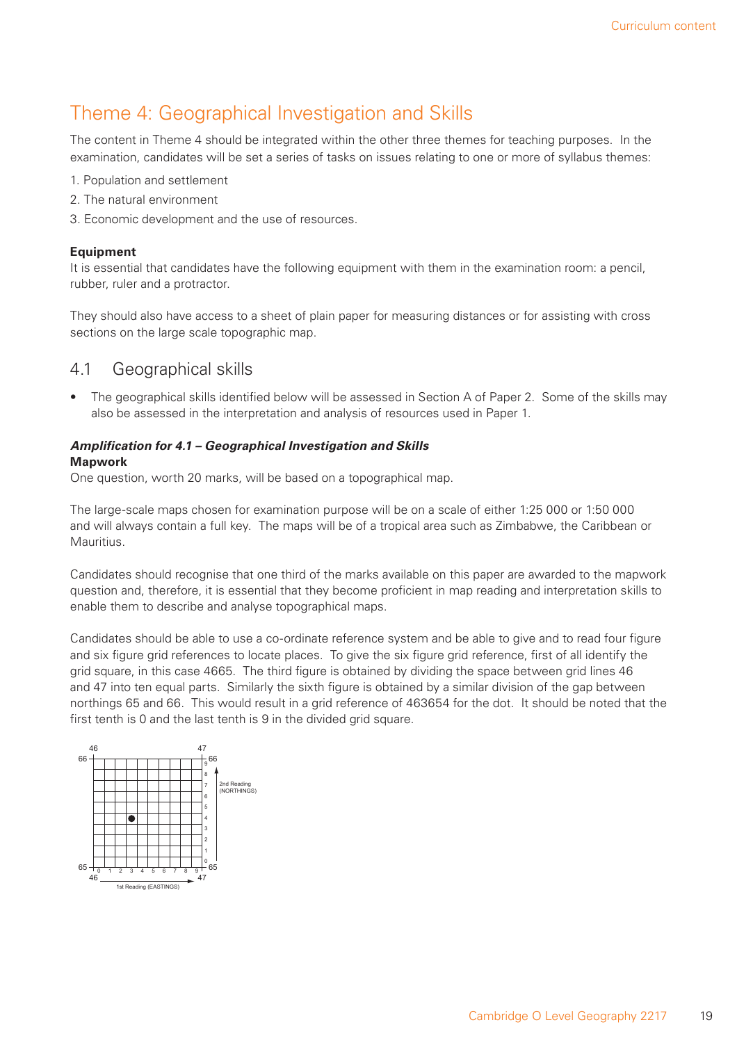# Theme 4: Geographical Investigation and Skills

The content in Theme 4 should be integrated within the other three themes for teaching purposes. In the examination, candidates will be set a series of tasks on issues relating to one or more of syllabus themes:

1. Population and settlement
2. The natural environment
3. Economic development and the use of resources.

**Equipment**

It is essential that candidates have the following equipment with them in the examination room: a pencil, rubber, ruler and a protractor.

They should also have access to a sheet of plain paper for measuring distances or for assisting with cross sections on the large scale topographic map.

## 4.1 Geographical skills

- The geographical skills identified below will be assessed in Section A of Paper 2. Some of the skills may also be assessed in the interpretation and analysis of resources used in Paper 1.

***Amplification for 4.1 – Geographical Investigation and Skills***

**Mapwork**

One question, worth 20 marks, will be based on a topographical map.

The large-scale maps chosen for examination purpose will be on a scale of either 1:25 000 or 1:50 000 and will always contain a full key. The maps will be of a tropical area such as Zimbabwe, the Caribbean or Mauritius.

Candidates should recognise that one third of the marks available on this paper are awarded to the mapwork question and, therefore, it is essential that they become proficient in map reading and interpretation skills to enable them to describe and analyse topographical maps.

Candidates should be able to use a co-ordinate reference system and be able to give and to read four figure and six figure grid references to locate places. To give the six figure grid reference, first of all identify the grid square, in this case 4665. The third figure is obtained by dividing the space between grid lines 46 and 47 into ten equal parts. Similarly the sixth figure is obtained by a similar division of the gap between northings 65 and 66. This would result in a grid reference of 463654 for the dot. It should be noted that the first tenth is 0 and the last tenth is 9 in the divided grid square.

46 47 66 66 9 8 7 6 5 4 3 2 1 0 65 65 0 1 2 3 4 5 6 7 8 9 46 47

2nd Reading (NORTHINGS)

1st Reading (EASTINGS)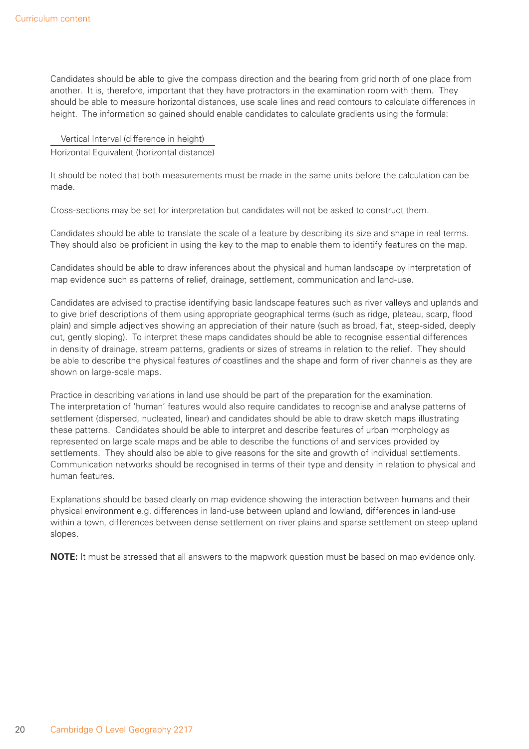Candidates should be able to give the compass direction and the bearing from grid north of one place from another. It is, therefore, important that they have protractors in the examination room with them. They should be able to measure horizontal distances, use scale lines and read contours to calculate differences in height. The information so gained should enable candidates to calculate gradients using the formula:

$$\frac{\text{Vertical Interval (difference in height)}}{\text{Horizontal Equivalent (horizontal distance)}}$$

It should be noted that both measurements must be made in the same units before the calculation can be made.

Cross-sections may be set for interpretation but candidates will not be asked to construct them.

Candidates should be able to translate the scale of a feature by describing its size and shape in real terms. They should also be proficient in using the key to the map to enable them to identify features on the map.

Candidates should be able to draw inferences about the physical and human landscape by interpretation of map evidence such as patterns of relief, drainage, settlement, communication and land-use.

Candidates are advised to practise identifying basic landscape features such as river valleys and uplands and to give brief descriptions of them using appropriate geographical terms (such as ridge, plateau, scarp, flood plain) and simple adjectives showing an appreciation of their nature (such as broad, flat, steep-sided, deeply cut, gently sloping). To interpret these maps candidates should be able to recognise essential differences in density of drainage, stream patterns, gradients or sizes of streams in relation to the relief. They should be able to describe the physical features *of* coastlines and the shape and form of river channels as they are shown on large-scale maps.

Practice in describing variations in land use should be part of the preparation for the examination. The interpretation of 'human' features would also require candidates to recognise and analyse patterns of settlement (dispersed, nucleated, linear) and candidates should be able to draw sketch maps illustrating these patterns. Candidates should be able to interpret and describe features of urban morphology as represented on large scale maps and be able to describe the functions of and services provided by settlements. They should also be able to give reasons for the site and growth of individual settlements. Communication networks should be recognised in terms of their type and density in relation to physical and human features.

Explanations should be based clearly on map evidence showing the interaction between humans and their physical environment e.g. differences in land-use between upland and lowland, differences in land-use within a town, differences between dense settlement on river plains and sparse settlement on steep upland slopes.

**NOTE:** It must be stressed that all answers to the mapwork question must be based on map evidence only.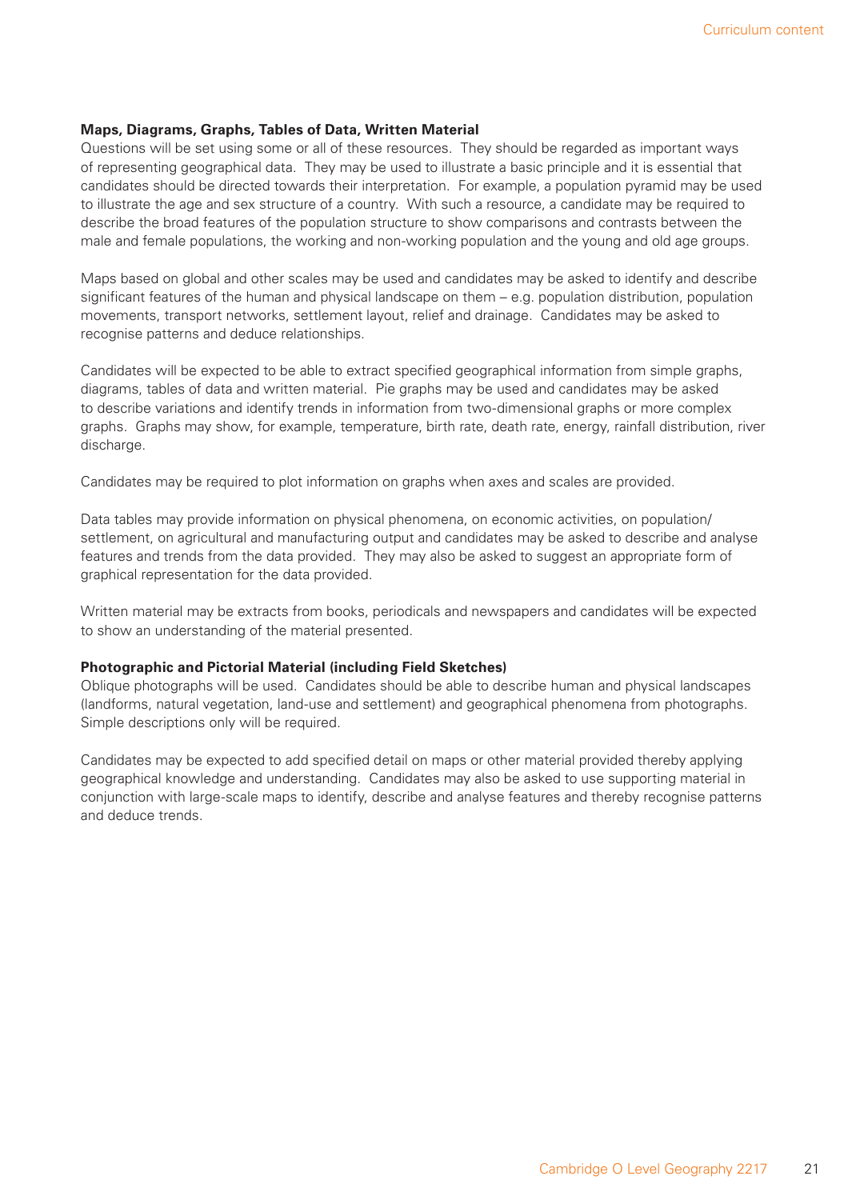**Maps, Diagrams, Graphs, Tables of Data, Written Material**

Questions will be set using some or all of these resources. They should be regarded as important ways of representing geographical data. They may be used to illustrate a basic principle and it is essential that candidates should be directed towards their interpretation. For example, a population pyramid may be used to illustrate the age and sex structure of a country. With such a resource, a candidate may be required to describe the broad features of the population structure to show comparisons and contrasts between the male and female populations, the working and non-working population and the young and old age groups.

Maps based on global and other scales may be used and candidates may be asked to identify and describe significant features of the human and physical landscape on them – e.g. population distribution, population movements, transport networks, settlement layout, relief and drainage. Candidates may be asked to recognise patterns and deduce relationships.

Candidates will be expected to be able to extract specified geographical information from simple graphs, diagrams, tables of data and written material. Pie graphs may be used and candidates may be asked to describe variations and identify trends in information from two-dimensional graphs or more complex graphs. Graphs may show, for example, temperature, birth rate, death rate, energy, rainfall distribution, river discharge.

Candidates may be required to plot information on graphs when axes and scales are provided.

Data tables may provide information on physical phenomena, on economic activities, on population/settlement, on agricultural and manufacturing output and candidates may be asked to describe and analyse features and trends from the data provided. They may also be asked to suggest an appropriate form of graphical representation for the data provided.

Written material may be extracts from books, periodicals and newspapers and candidates will be expected to show an understanding of the material presented.

**Photographic and Pictorial Material (including Field Sketches)**

Oblique photographs will be used. Candidates should be able to describe human and physical landscapes (landforms, natural vegetation, land-use and settlement) and geographical phenomena from photographs. Simple descriptions only will be required.

Candidates may be expected to add specified detail on maps or other material provided thereby applying geographical knowledge and understanding. Candidates may also be asked to use supporting material in conjunction with large-scale maps to identify, describe and analyse features and thereby recognise patterns and deduce trends.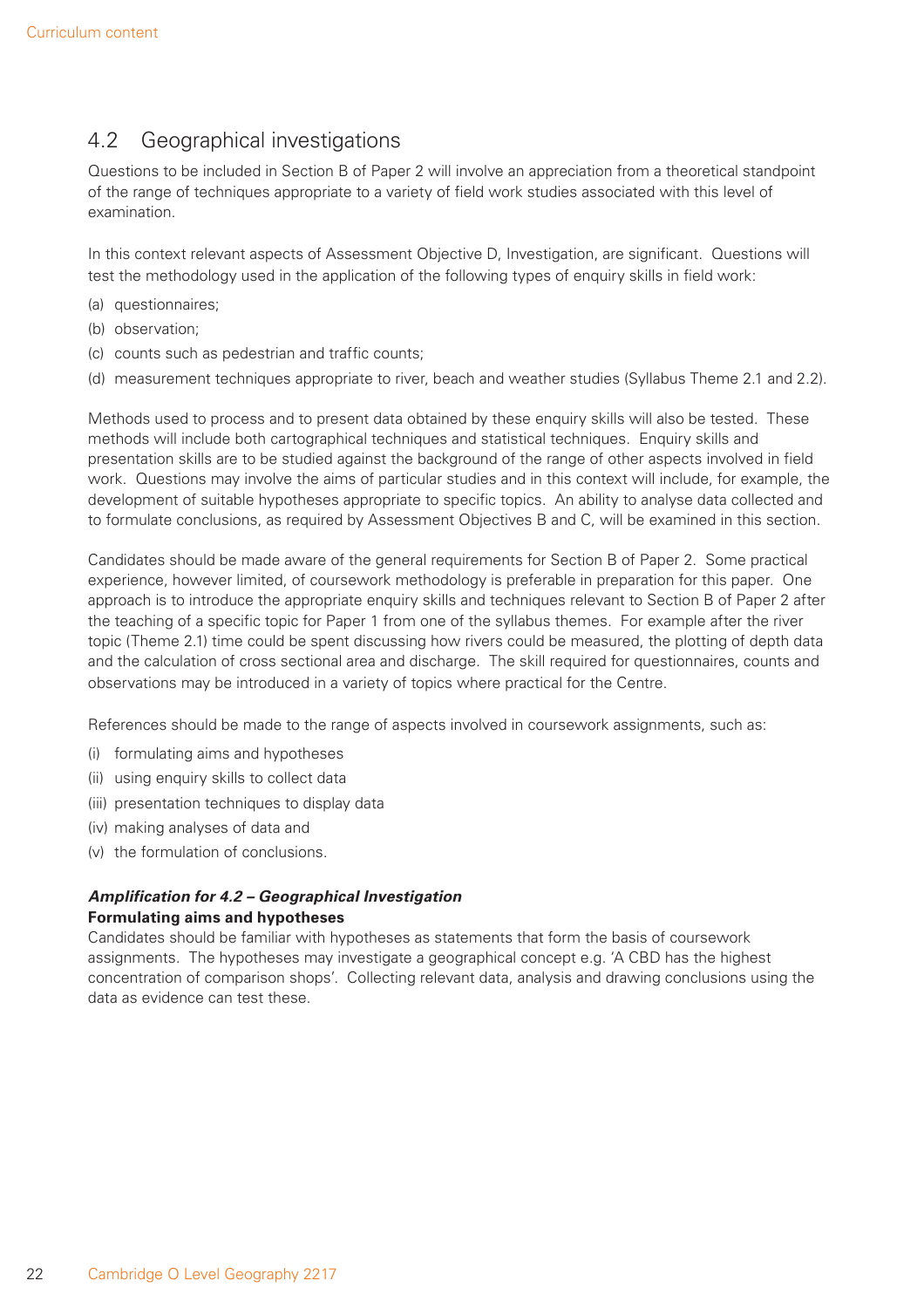## 4.2 Geographical investigations

Questions to be included in Section B of Paper 2 will involve an appreciation from a theoretical standpoint of the range of techniques appropriate to a variety of field work studies associated with this level of examination.

In this context relevant aspects of Assessment Objective D, Investigation, are significant. Questions will test the methodology used in the application of the following types of enquiry skills in field work:

(a) questionnaires;

(b) observation;

(c) counts such as pedestrian and traffic counts;

(d) measurement techniques appropriate to river, beach and weather studies (Syllabus Theme 2.1 and 2.2).

Methods used to process and to present data obtained by these enquiry skills will also be tested. These methods will include both cartographical techniques and statistical techniques. Enquiry skills and presentation skills are to be studied against the background of the range of other aspects involved in field work. Questions may involve the aims of particular studies and in this context will include, for example, the development of suitable hypotheses appropriate to specific topics. An ability to analyse data collected and to formulate conclusions, as required by Assessment Objectives B and C, will be examined in this section.

Candidates should be made aware of the general requirements for Section B of Paper 2. Some practical experience, however limited, of coursework methodology is preferable in preparation for this paper. One approach is to introduce the appropriate enquiry skills and techniques relevant to Section B of Paper 2 after the teaching of a specific topic for Paper 1 from one of the syllabus themes. For example after the river topic (Theme 2.1) time could be spent discussing how rivers could be measured, the plotting of depth data and the calculation of cross sectional area and discharge. The skill required for questionnaires, counts and observations may be introduced in a variety of topics where practical for the Centre.

References should be made to the range of aspects involved in coursework assignments, such as:

(i) formulating aims and hypotheses

(ii) using enquiry skills to collect data

(iii) presentation techniques to display data

(iv) making analyses of data and

(v) the formulation of conclusions.

***Amplification for 4.2 – Geographical Investigation***

**Formulating aims and hypotheses**

Candidates should be familiar with hypotheses as statements that form the basis of coursework assignments. The hypotheses may investigate a geographical concept e.g. 'A CBD has the highest concentration of comparison shops'. Collecting relevant data, analysis and drawing conclusions using the data as evidence can test these.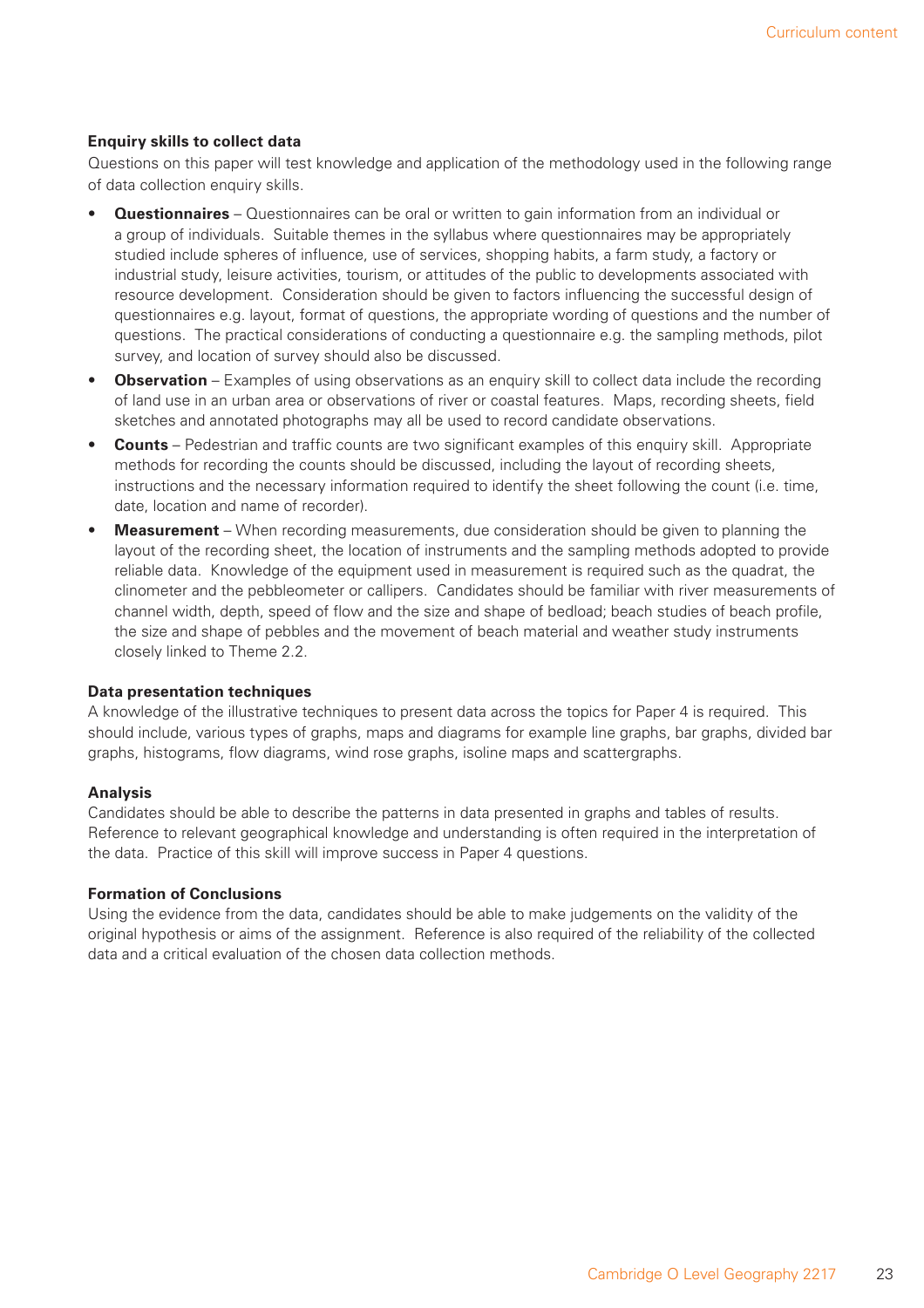### Enquiry skills to collect data

Questions on this paper will test knowledge and application of the methodology used in the following range of data collection enquiry skills.

- **Questionnaires** – Questionnaires can be oral or written to gain information from an individual or a group of individuals. Suitable themes in the syllabus where questionnaires may be appropriately studied include spheres of influence, use of services, shopping habits, a farm study, a factory or industrial study, leisure activities, tourism, or attitudes of the public to developments associated with resource development. Consideration should be given to factors influencing the successful design of questionnaires e.g. layout, format of questions, the appropriate wording of questions and the number of questions. The practical considerations of conducting a questionnaire e.g. the sampling methods, pilot survey, and location of survey should also be discussed.
- **Observation** – Examples of using observations as an enquiry skill to collect data include the recording of land use in an urban area or observations of river or coastal features. Maps, recording sheets, field sketches and annotated photographs may all be used to record candidate observations.
- **Counts** – Pedestrian and traffic counts are two significant examples of this enquiry skill. Appropriate methods for recording the counts should be discussed, including the layout of recording sheets, instructions and the necessary information required to identify the sheet following the count (i.e. time, date, location and name of recorder).
- **Measurement** – When recording measurements, due consideration should be given to planning the layout of the recording sheet, the location of instruments and the sampling methods adopted to provide reliable data. Knowledge of the equipment used in measurement is required such as the quadrat, the clinometer and the pebbleometer or callipers. Candidates should be familiar with river measurements of channel width, depth, speed of flow and the size and shape of bedload; beach studies of beach profile, the size and shape of pebbles and the movement of beach material and weather study instruments closely linked to Theme 2.2.

### Data presentation techniques

A knowledge of the illustrative techniques to present data across the topics for Paper 4 is required. This should include, various types of graphs, maps and diagrams for example line graphs, bar graphs, divided bar graphs, histograms, flow diagrams, wind rose graphs, isoline maps and scattergraphs.

### Analysis

Candidates should be able to describe the patterns in data presented in graphs and tables of results. Reference to relevant geographical knowledge and understanding is often required in the interpretation of the data. Practice of this skill will improve success in Paper 4 questions.

### Formation of Conclusions

Using the evidence from the data, candidates should be able to make judgements on the validity of the original hypothesis or aims of the assignment. Reference is also required of the reliability of the collected data and a critical evaluation of the chosen data collection methods.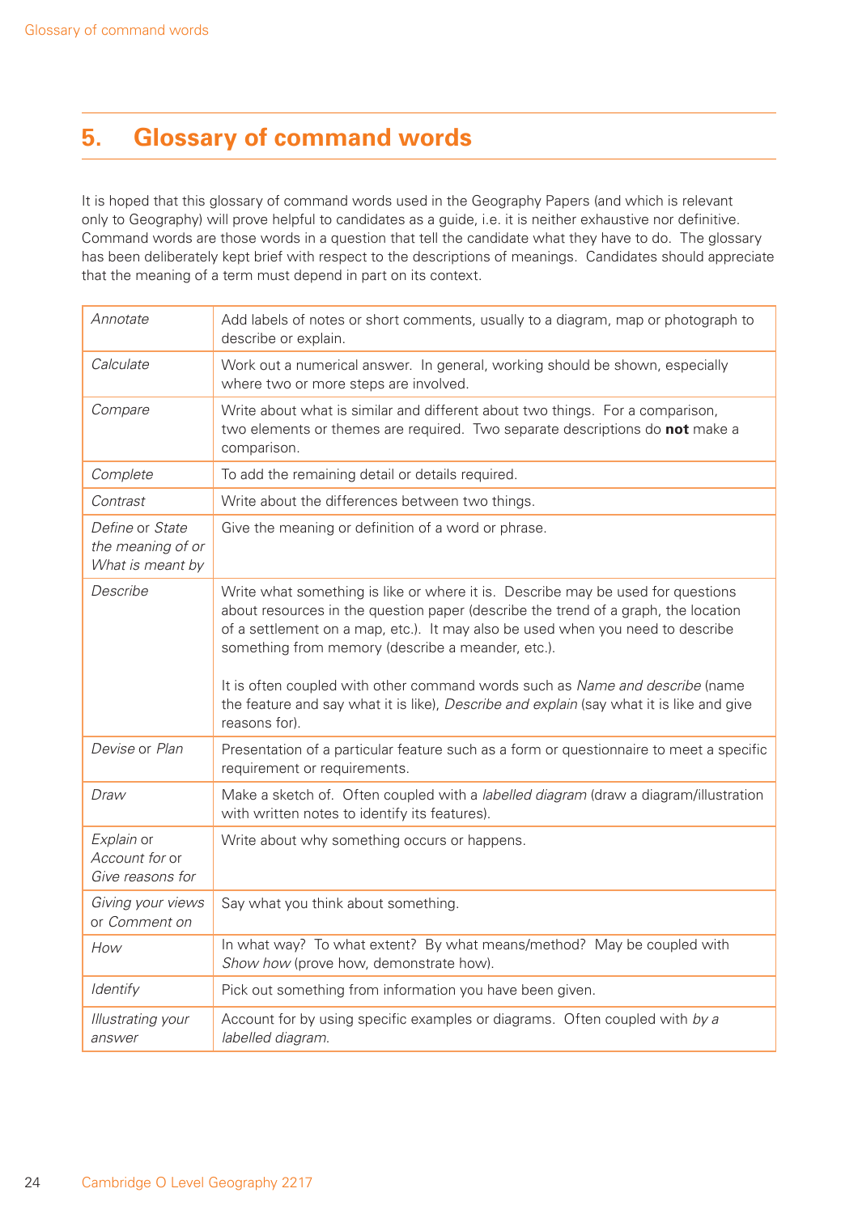## 5. Glossary of command words

It is hoped that this glossary of command words used in the Geography Papers (and which is relevant only to Geography) will prove helpful to candidates as a guide, i.e. it is neither exhaustive nor definitive. Command words are those words in a question that tell the candidate what they have to do. The glossary has been deliberately kept brief with respect to the descriptions of meanings. Candidates should appreciate that the meaning of a term must depend in part on its context.

| | |
|---|---|
| *Annotate* | Add labels of notes or short comments, usually to a diagram, map or photograph to describe or explain. |
| *Calculate* | Work out a numerical answer. In general, working should be shown, especially where two or more steps are involved. |
| *Compare* | Write about what is similar and different about two things. For a comparison, two elements or themes are required. Two separate descriptions do **not** make a comparison. |
| *Complete* | To add the remaining detail or details required. |
| *Contrast* | Write about the differences between two things. |
| *Define* or *State the meaning of* or *What is meant by* | Give the meaning or definition of a word or phrase. |
| *Describe* | Write what something is like or where it is. Describe may be used for questions about resources in the question paper (describe the trend of a graph, the location of a settlement on a map, etc.). It may also be used when you need to describe something from memory (describe a meander, etc.).<br><br>It is often coupled with other command words such as *Name and describe* (name the feature and say what it is like), *Describe and explain* (say what it is like and give reasons for). |
| *Devise* or *Plan* | Presentation of a particular feature such as a form or questionnaire to meet a specific requirement or requirements. |
| *Draw* | Make a sketch of. Often coupled with a *labelled diagram* (draw a diagram/illustration with written notes to identify its features). |
| *Explain* or *Account for* or *Give reasons for* | Write about why something occurs or happens. |
| *Giving your views* or *Comment on* | Say what you think about something. |
| *How* | In what way? To what extent? By what means/method? May be coupled with *Show how* (prove how, demonstrate how). |
| *Identify* | Pick out something from information you have been given. |
| *Illustrating your answer* | Account for by using specific examples or diagrams. Often coupled with *by a labelled diagram.* |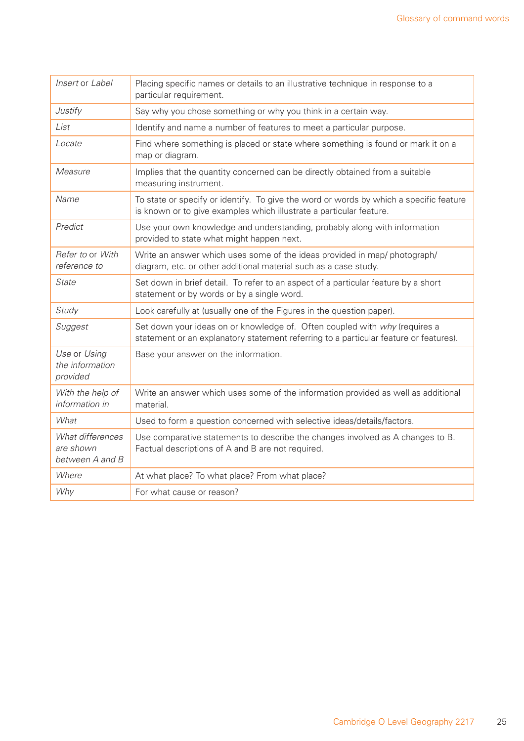| | |
|---|---|
| *Insert* or *Label* | Placing specific names or details to an illustrative technique in response to a particular requirement. |
| *Justify* | Say why you chose something or why you think in a certain way. |
| *List* | Identify and name a number of features to meet a particular purpose. |
| *Locate* | Find where something is placed or state where something is found or mark it on a map or diagram. |
| *Measure* | Implies that the quantity concerned can be directly obtained from a suitable measuring instrument. |
| *Name* | To state or specify or identify.  To give the word or words by which a specific feature is known or to give examples which illustrate a particular feature. |
| *Predict* | Use your own knowledge and understanding, probably along with information provided to state what might happen next. |
| *Refer to* or *With reference to* | Write an answer which uses some of the ideas provided in map/ photograph/ diagram, etc. or other additional material such as a case study. |
| *State* | Set down in brief detail.  To refer to an aspect of a particular feature by a short statement or by words or by a single word. |
| *Study* | Look carefully at (usually one of the Figures in the question paper). |
| *Suggest* | Set down your ideas on or knowledge of.  Often coupled with *why* (requires a statement or an explanatory statement referring to a particular feature or features). |
| *Use* or *Using the information provided* | Base your answer on the information. |
| *With the help of information in* | Write an answer which uses some of the information provided as well as additional material. |
| *What* | Used to form a question concerned with selective ideas/details/factors. |
| *What differences are shown between A and B* | Use comparative statements to describe the changes involved as A changes to B. Factual descriptions of A and B are not required. |
| *Where* | At what place? To what place? From what place? |
| *Why* | For what cause or reason? |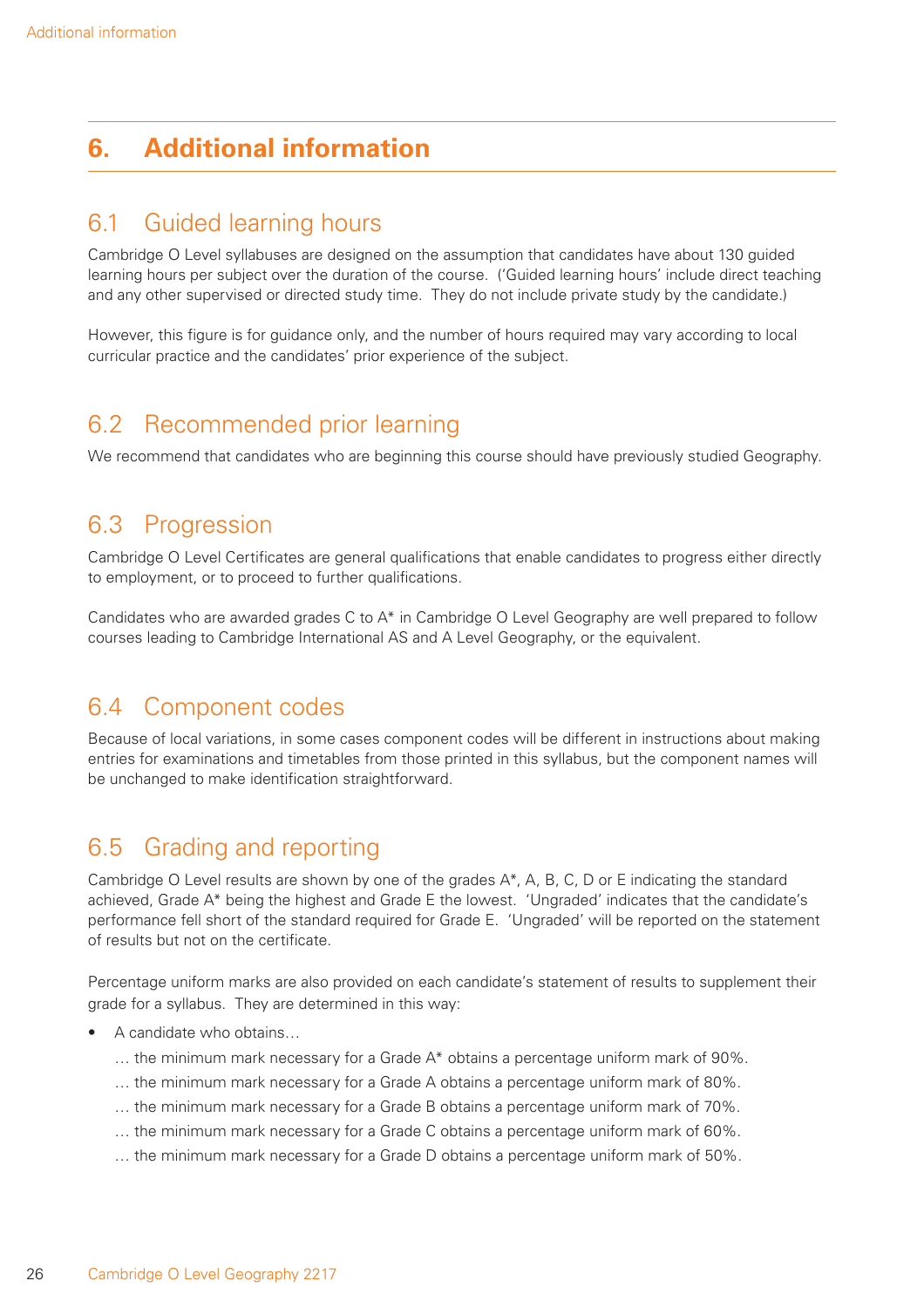# 6. Additional information

## 6.1 Guided learning hours

Cambridge O Level syllabuses are designed on the assumption that candidates have about 130 guided learning hours per subject over the duration of the course. ('Guided learning hours' include direct teaching and any other supervised or directed study time. They do not include private study by the candidate.)

However, this figure is for guidance only, and the number of hours required may vary according to local curricular practice and the candidates' prior experience of the subject.

## 6.2 Recommended prior learning

We recommend that candidates who are beginning this course should have previously studied Geography.

## 6.3 Progression

Cambridge O Level Certificates are general qualifications that enable candidates to progress either directly to employment, or to proceed to further qualifications.

Candidates who are awarded grades C to A* in Cambridge O Level Geography are well prepared to follow courses leading to Cambridge International AS and A Level Geography, or the equivalent.

## 6.4 Component codes

Because of local variations, in some cases component codes will be different in instructions about making entries for examinations and timetables from those printed in this syllabus, but the component names will be unchanged to make identification straightforward.

## 6.5 Grading and reporting

Cambridge O Level results are shown by one of the grades A*, A, B, C, D or E indicating the standard achieved, Grade A* being the highest and Grade E the lowest. 'Ungraded' indicates that the candidate's performance fell short of the standard required for Grade E. 'Ungraded' will be reported on the statement of results but not on the certificate.

Percentage uniform marks are also provided on each candidate's statement of results to supplement their grade for a syllabus. They are determined in this way:

- A candidate who obtains…

  … the minimum mark necessary for a Grade A* obtains a percentage uniform mark of 90%.

  … the minimum mark necessary for a Grade A obtains a percentage uniform mark of 80%.

  … the minimum mark necessary for a Grade B obtains a percentage uniform mark of 70%.

  … the minimum mark necessary for a Grade C obtains a percentage uniform mark of 60%.

  … the minimum mark necessary for a Grade D obtains a percentage uniform mark of 50%.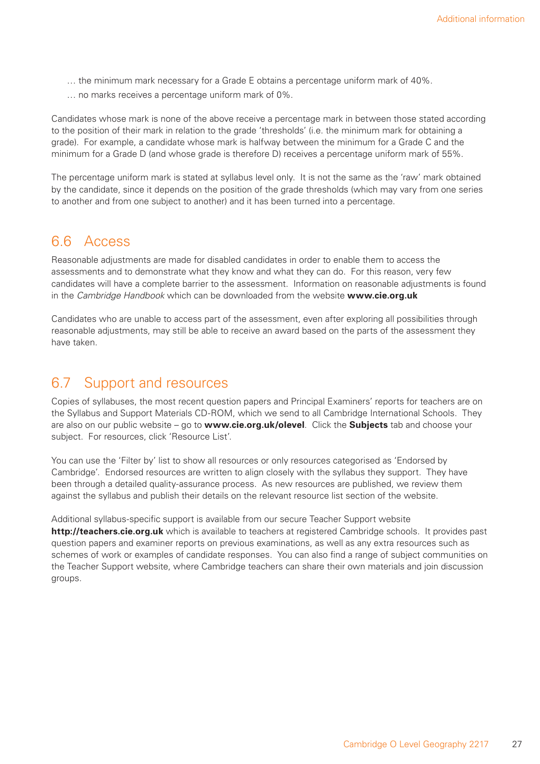… the minimum mark necessary for a Grade E obtains a percentage uniform mark of 40%.

… no marks receives a percentage uniform mark of 0%.

Candidates whose mark is none of the above receive a percentage mark in between those stated according to the position of their mark in relation to the grade 'thresholds' (i.e. the minimum mark for obtaining a grade). For example, a candidate whose mark is halfway between the minimum for a Grade C and the minimum for a Grade D (and whose grade is therefore D) receives a percentage uniform mark of 55%.

The percentage uniform mark is stated at syllabus level only. It is not the same as the 'raw' mark obtained by the candidate, since it depends on the position of the grade thresholds (which may vary from one series to another and from one subject to another) and it has been turned into a percentage.

## 6.6 Access

Reasonable adjustments are made for disabled candidates in order to enable them to access the assessments and to demonstrate what they know and what they can do. For this reason, very few candidates will have a complete barrier to the assessment. Information on reasonable adjustments is found in the *Cambridge Handbook* which can be downloaded from the website **www.cie.org.uk**

Candidates who are unable to access part of the assessment, even after exploring all possibilities through reasonable adjustments, may still be able to receive an award based on the parts of the assessment they have taken.

## 6.7 Support and resources

Copies of syllabuses, the most recent question papers and Principal Examiners' reports for teachers are on the Syllabus and Support Materials CD-ROM, which we send to all Cambridge International Schools. They are also on our public website – go to **www.cie.org.uk/olevel**. Click the **Subjects** tab and choose your subject. For resources, click 'Resource List'.

You can use the 'Filter by' list to show all resources or only resources categorised as 'Endorsed by Cambridge'. Endorsed resources are written to align closely with the syllabus they support. They have been through a detailed quality-assurance process. As new resources are published, we review them against the syllabus and publish their details on the relevant resource list section of the website.

Additional syllabus-specific support is available from our secure Teacher Support website **http://teachers.cie.org.uk** which is available to teachers at registered Cambridge schools. It provides past question papers and examiner reports on previous examinations, as well as any extra resources such as schemes of work or examples of candidate responses. You can also find a range of subject communities on the Teacher Support website, where Cambridge teachers can share their own materials and join discussion groups.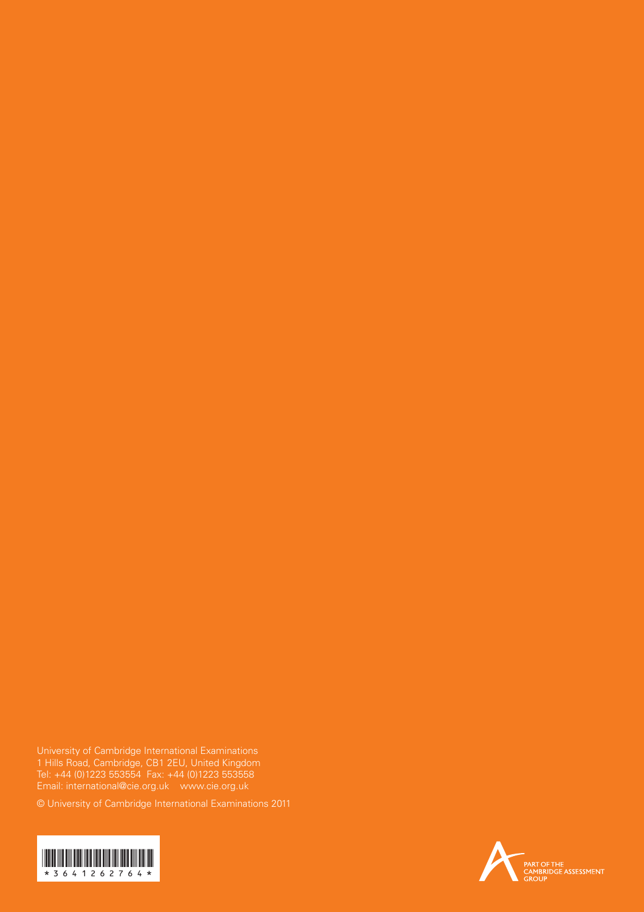University of Cambridge International Examinations
1 Hills Road, Cambridge, CB1 2EU, United Kingdom
Tel: +44 (0)1223 553554 Fax: +44 (0)1223 553558
Email: international@cie.org.uk www.cie.org.uk

© University of Cambridge International Examinations 2011

*3641262764*

PART OF THE
CAMBRIDGE ASSESSMENT
GROUP